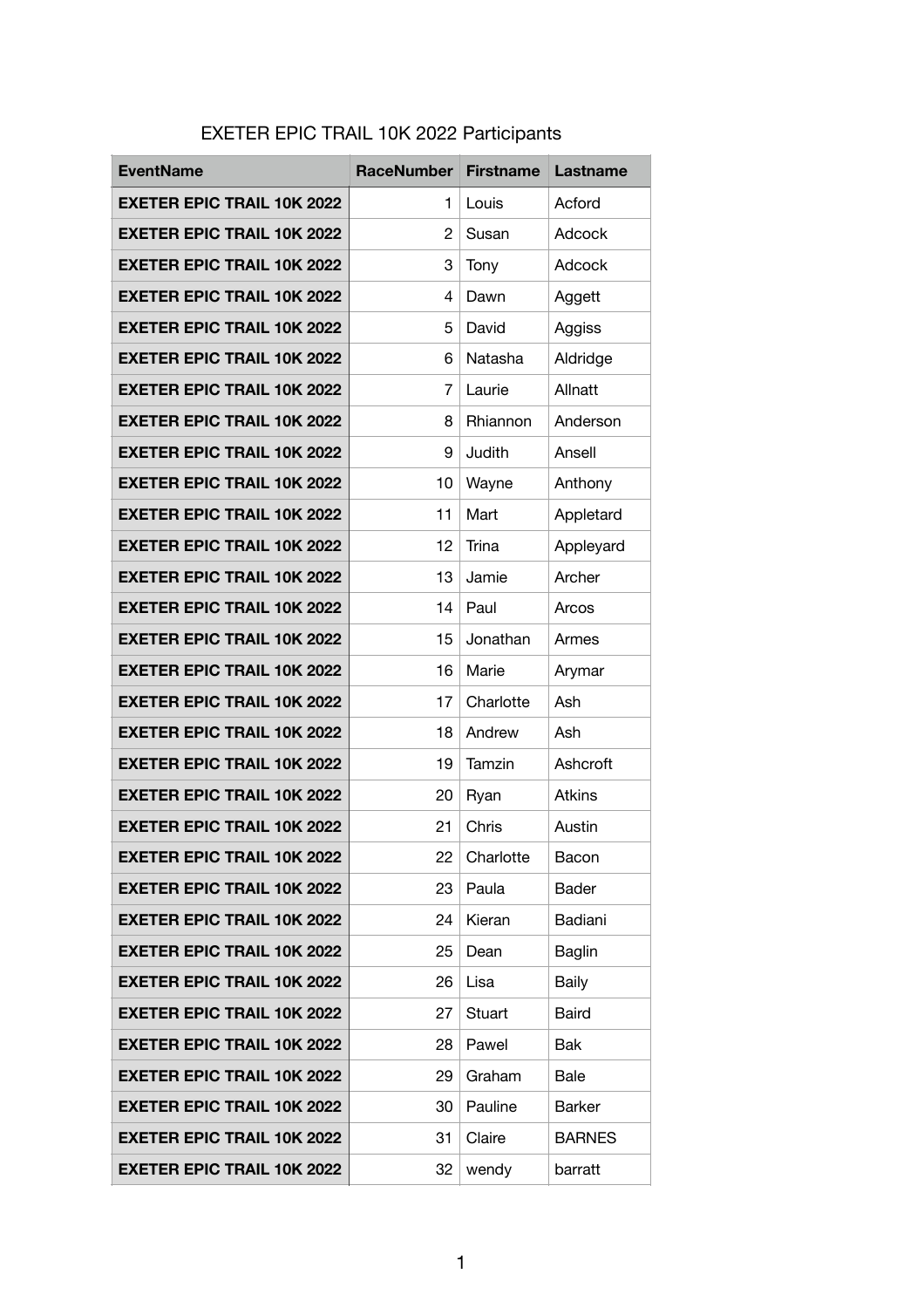# EXETER EPIC TRAIL 10K 2022 Participants

| EventName | RaceNumber | Firstname | Lastname |
|---|---|---|---|
| **EXETER EPIC TRAIL 10K 2022** | 1 | Louis | Acford |
| **EXETER EPIC TRAIL 10K 2022** | 2 | Susan | Adcock |
| **EXETER EPIC TRAIL 10K 2022** | 3 | Tony | Adcock |
| **EXETER EPIC TRAIL 10K 2022** | 4 | Dawn | Aggett |
| **EXETER EPIC TRAIL 10K 2022** | 5 | David | Aggiss |
| **EXETER EPIC TRAIL 10K 2022** | 6 | Natasha | Aldridge |
| **EXETER EPIC TRAIL 10K 2022** | 7 | Laurie | Allnatt |
| **EXETER EPIC TRAIL 10K 2022** | 8 | Rhiannon | Anderson |
| **EXETER EPIC TRAIL 10K 2022** | 9 | Judith | Ansell |
| **EXETER EPIC TRAIL 10K 2022** | 10 | Wayne | Anthony |
| **EXETER EPIC TRAIL 10K 2022** | 11 | Mart | Appletard |
| **EXETER EPIC TRAIL 10K 2022** | 12 | Trina | Appleyard |
| **EXETER EPIC TRAIL 10K 2022** | 13 | Jamie | Archer |
| **EXETER EPIC TRAIL 10K 2022** | 14 | Paul | Arcos |
| **EXETER EPIC TRAIL 10K 2022** | 15 | Jonathan | Armes |
| **EXETER EPIC TRAIL 10K 2022** | 16 | Marie | Arymar |
| **EXETER EPIC TRAIL 10K 2022** | 17 | Charlotte | Ash |
| **EXETER EPIC TRAIL 10K 2022** | 18 | Andrew | Ash |
| **EXETER EPIC TRAIL 10K 2022** | 19 | Tamzin | Ashcroft |
| **EXETER EPIC TRAIL 10K 2022** | 20 | Ryan | Atkins |
| **EXETER EPIC TRAIL 10K 2022** | 21 | Chris | Austin |
| **EXETER EPIC TRAIL 10K 2022** | 22 | Charlotte | Bacon |
| **EXETER EPIC TRAIL 10K 2022** | 23 | Paula | Bader |
| **EXETER EPIC TRAIL 10K 2022** | 24 | Kieran | Badiani |
| **EXETER EPIC TRAIL 10K 2022** | 25 | Dean | Baglin |
| **EXETER EPIC TRAIL 10K 2022** | 26 | Lisa | Baily |
| **EXETER EPIC TRAIL 10K 2022** | 27 | Stuart | Baird |
| **EXETER EPIC TRAIL 10K 2022** | 28 | Pawel | Bak |
| **EXETER EPIC TRAIL 10K 2022** | 29 | Graham | Bale |
| **EXETER EPIC TRAIL 10K 2022** | 30 | Pauline | Barker |
| **EXETER EPIC TRAIL 10K 2022** | 31 | Claire | BARNES |
| **EXETER EPIC TRAIL 10K 2022** | 32 | wendy | barratt |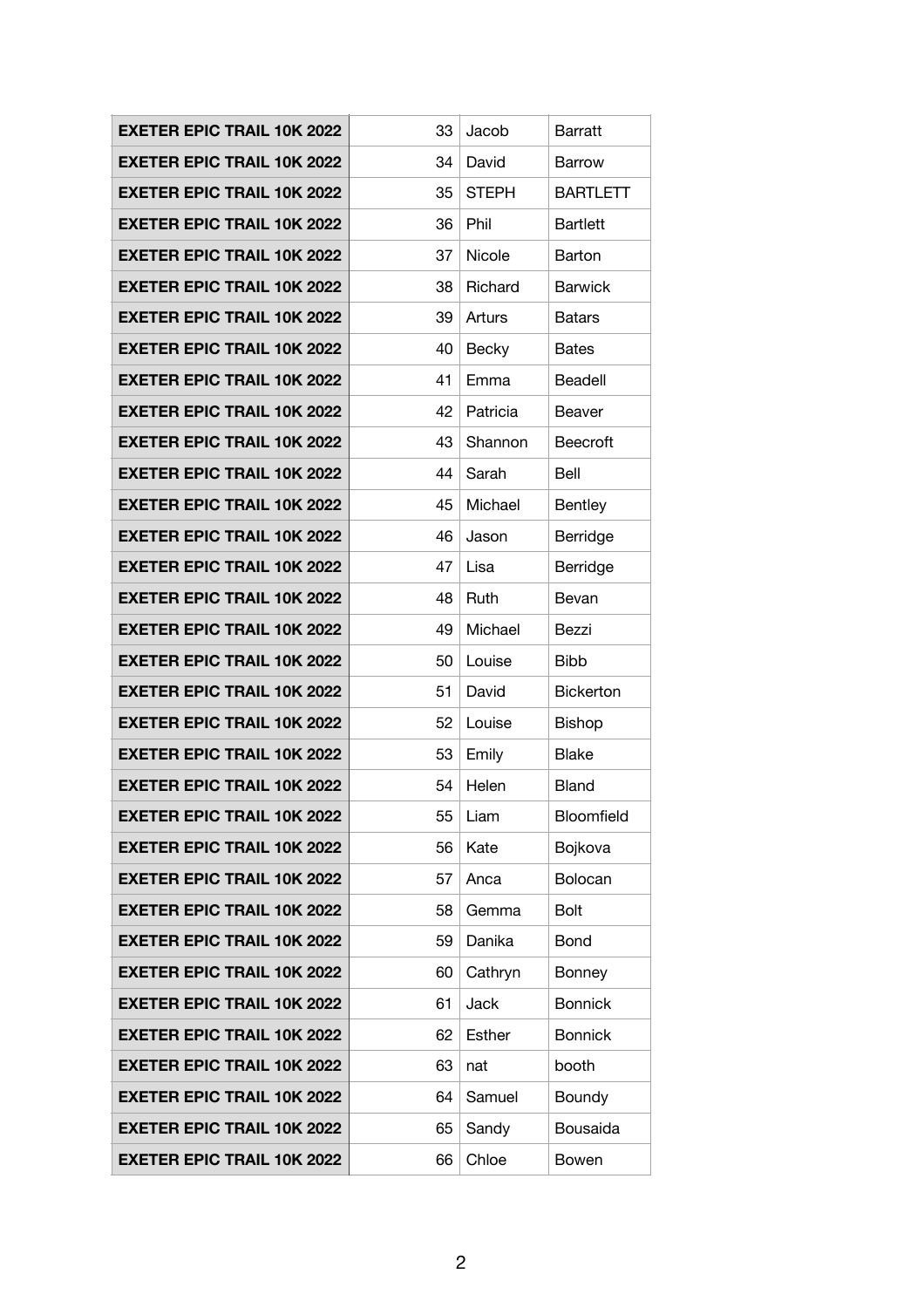| | | | |
|---|---|---|---|
| **EXETER EPIC TRAIL 10K 2022** | 33 | Jacob | Barratt |
| **EXETER EPIC TRAIL 10K 2022** | 34 | David | Barrow |
| **EXETER EPIC TRAIL 10K 2022** | 35 | STEPH | BARTLETT |
| **EXETER EPIC TRAIL 10K 2022** | 36 | Phil | Bartlett |
| **EXETER EPIC TRAIL 10K 2022** | 37 | Nicole | Barton |
| **EXETER EPIC TRAIL 10K 2022** | 38 | Richard | Barwick |
| **EXETER EPIC TRAIL 10K 2022** | 39 | Arturs | Batars |
| **EXETER EPIC TRAIL 10K 2022** | 40 | Becky | Bates |
| **EXETER EPIC TRAIL 10K 2022** | 41 | Emma | Beadell |
| **EXETER EPIC TRAIL 10K 2022** | 42 | Patricia | Beaver |
| **EXETER EPIC TRAIL 10K 2022** | 43 | Shannon | Beecroft |
| **EXETER EPIC TRAIL 10K 2022** | 44 | Sarah | Bell |
| **EXETER EPIC TRAIL 10K 2022** | 45 | Michael | Bentley |
| **EXETER EPIC TRAIL 10K 2022** | 46 | Jason | Berridge |
| **EXETER EPIC TRAIL 10K 2022** | 47 | Lisa | Berridge |
| **EXETER EPIC TRAIL 10K 2022** | 48 | Ruth | Bevan |
| **EXETER EPIC TRAIL 10K 2022** | 49 | Michael | Bezzi |
| **EXETER EPIC TRAIL 10K 2022** | 50 | Louise | Bibb |
| **EXETER EPIC TRAIL 10K 2022** | 51 | David | Bickerton |
| **EXETER EPIC TRAIL 10K 2022** | 52 | Louise | Bishop |
| **EXETER EPIC TRAIL 10K 2022** | 53 | Emily | Blake |
| **EXETER EPIC TRAIL 10K 2022** | 54 | Helen | Bland |
| **EXETER EPIC TRAIL 10K 2022** | 55 | Liam | Bloomfield |
| **EXETER EPIC TRAIL 10K 2022** | 56 | Kate | Bojkova |
| **EXETER EPIC TRAIL 10K 2022** | 57 | Anca | Bolocan |
| **EXETER EPIC TRAIL 10K 2022** | 58 | Gemma | Bolt |
| **EXETER EPIC TRAIL 10K 2022** | 59 | Danika | Bond |
| **EXETER EPIC TRAIL 10K 2022** | 60 | Cathryn | Bonney |
| **EXETER EPIC TRAIL 10K 2022** | 61 | Jack | Bonnick |
| **EXETER EPIC TRAIL 10K 2022** | 62 | Esther | Bonnick |
| **EXETER EPIC TRAIL 10K 2022** | 63 | nat | booth |
| **EXETER EPIC TRAIL 10K 2022** | 64 | Samuel | Boundy |
| **EXETER EPIC TRAIL 10K 2022** | 65 | Sandy | Bousaida |
| **EXETER EPIC TRAIL 10K 2022** | 66 | Chloe | Bowen |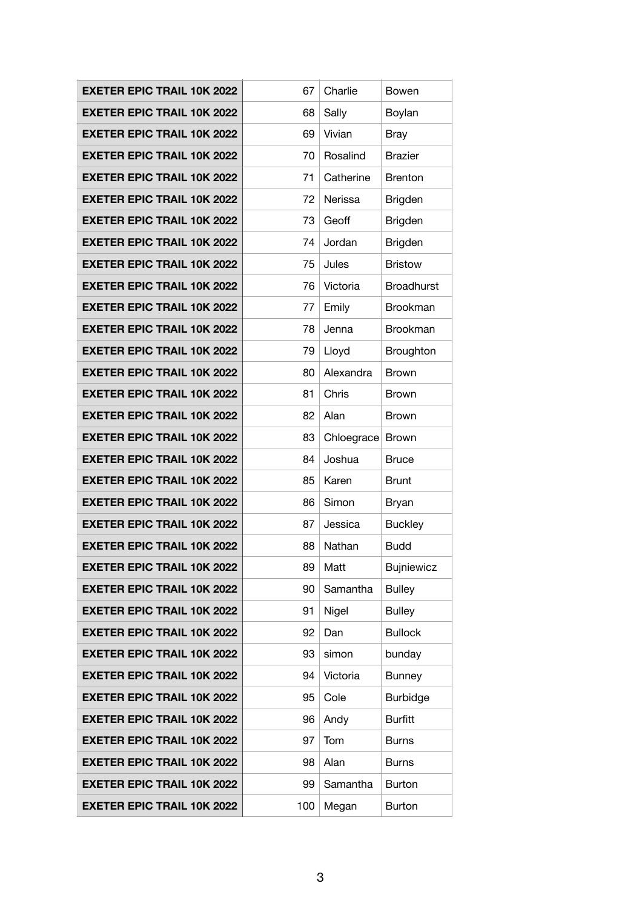| | | | |
|---|---|---|---|
| **EXETER EPIC TRAIL 10K 2022** | 67 | Charlie | Bowen |
| **EXETER EPIC TRAIL 10K 2022** | 68 | Sally | Boylan |
| **EXETER EPIC TRAIL 10K 2022** | 69 | Vivian | Bray |
| **EXETER EPIC TRAIL 10K 2022** | 70 | Rosalind | Brazier |
| **EXETER EPIC TRAIL 10K 2022** | 71 | Catherine | Brenton |
| **EXETER EPIC TRAIL 10K 2022** | 72 | Nerissa | Brigden |
| **EXETER EPIC TRAIL 10K 2022** | 73 | Geoff | Brigden |
| **EXETER EPIC TRAIL 10K 2022** | 74 | Jordan | Brigden |
| **EXETER EPIC TRAIL 10K 2022** | 75 | Jules | Bristow |
| **EXETER EPIC TRAIL 10K 2022** | 76 | Victoria | Broadhurst |
| **EXETER EPIC TRAIL 10K 2022** | 77 | Emily | Brookman |
| **EXETER EPIC TRAIL 10K 2022** | 78 | Jenna | Brookman |
| **EXETER EPIC TRAIL 10K 2022** | 79 | Lloyd | Broughton |
| **EXETER EPIC TRAIL 10K 2022** | 80 | Alexandra | Brown |
| **EXETER EPIC TRAIL 10K 2022** | 81 | Chris | Brown |
| **EXETER EPIC TRAIL 10K 2022** | 82 | Alan | Brown |
| **EXETER EPIC TRAIL 10K 2022** | 83 | Chloegrace | Brown |
| **EXETER EPIC TRAIL 10K 2022** | 84 | Joshua | Bruce |
| **EXETER EPIC TRAIL 10K 2022** | 85 | Karen | Brunt |
| **EXETER EPIC TRAIL 10K 2022** | 86 | Simon | Bryan |
| **EXETER EPIC TRAIL 10K 2022** | 87 | Jessica | Buckley |
| **EXETER EPIC TRAIL 10K 2022** | 88 | Nathan | Budd |
| **EXETER EPIC TRAIL 10K 2022** | 89 | Matt | Bujniewicz |
| **EXETER EPIC TRAIL 10K 2022** | 90 | Samantha | Bulley |
| **EXETER EPIC TRAIL 10K 2022** | 91 | Nigel | Bulley |
| **EXETER EPIC TRAIL 10K 2022** | 92 | Dan | Bullock |
| **EXETER EPIC TRAIL 10K 2022** | 93 | simon | bunday |
| **EXETER EPIC TRAIL 10K 2022** | 94 | Victoria | Bunney |
| **EXETER EPIC TRAIL 10K 2022** | 95 | Cole | Burbidge |
| **EXETER EPIC TRAIL 10K 2022** | 96 | Andy | Burfitt |
| **EXETER EPIC TRAIL 10K 2022** | 97 | Tom | Burns |
| **EXETER EPIC TRAIL 10K 2022** | 98 | Alan | Burns |
| **EXETER EPIC TRAIL 10K 2022** | 99 | Samantha | Burton |
| **EXETER EPIC TRAIL 10K 2022** | 100 | Megan | Burton |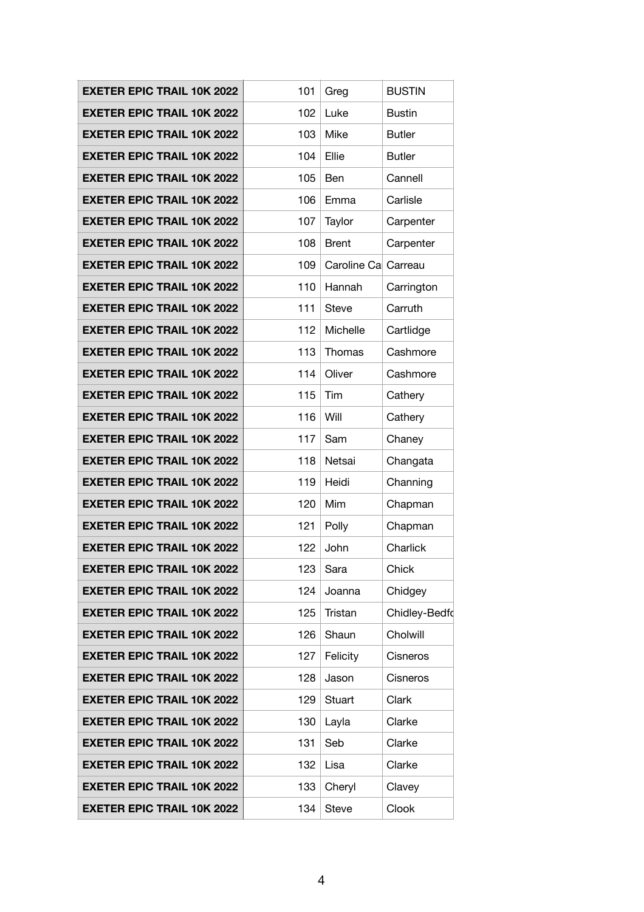| | | | |
|---|---|---|---|
| **EXETER EPIC TRAIL 10K 2022** | 101 | Greg | BUSTIN |
| **EXETER EPIC TRAIL 10K 2022** | 102 | Luke | Bustin |
| **EXETER EPIC TRAIL 10K 2022** | 103 | Mike | Butler |
| **EXETER EPIC TRAIL 10K 2022** | 104 | Ellie | Butler |
| **EXETER EPIC TRAIL 10K 2022** | 105 | Ben | Cannell |
| **EXETER EPIC TRAIL 10K 2022** | 106 | Emma | Carlisle |
| **EXETER EPIC TRAIL 10K 2022** | 107 | Taylor | Carpenter |
| **EXETER EPIC TRAIL 10K 2022** | 108 | Brent | Carpenter |
| **EXETER EPIC TRAIL 10K 2022** | 109 | Caroline Ca | Carreau |
| **EXETER EPIC TRAIL 10K 2022** | 110 | Hannah | Carrington |
| **EXETER EPIC TRAIL 10K 2022** | 111 | Steve | Carruth |
| **EXETER EPIC TRAIL 10K 2022** | 112 | Michelle | Cartlidge |
| **EXETER EPIC TRAIL 10K 2022** | 113 | Thomas | Cashmore |
| **EXETER EPIC TRAIL 10K 2022** | 114 | Oliver | Cashmore |
| **EXETER EPIC TRAIL 10K 2022** | 115 | Tim | Cathery |
| **EXETER EPIC TRAIL 10K 2022** | 116 | Will | Cathery |
| **EXETER EPIC TRAIL 10K 2022** | 117 | Sam | Chaney |
| **EXETER EPIC TRAIL 10K 2022** | 118 | Netsai | Changata |
| **EXETER EPIC TRAIL 10K 2022** | 119 | Heidi | Channing |
| **EXETER EPIC TRAIL 10K 2022** | 120 | Mim | Chapman |
| **EXETER EPIC TRAIL 10K 2022** | 121 | Polly | Chapman |
| **EXETER EPIC TRAIL 10K 2022** | 122 | John | Charlick |
| **EXETER EPIC TRAIL 10K 2022** | 123 | Sara | Chick |
| **EXETER EPIC TRAIL 10K 2022** | 124 | Joanna | Chidgey |
| **EXETER EPIC TRAIL 10K 2022** | 125 | Tristan | Chidley-Bedfo |
| **EXETER EPIC TRAIL 10K 2022** | 126 | Shaun | Cholwill |
| **EXETER EPIC TRAIL 10K 2022** | 127 | Felicity | Cisneros |
| **EXETER EPIC TRAIL 10K 2022** | 128 | Jason | Cisneros |
| **EXETER EPIC TRAIL 10K 2022** | 129 | Stuart | Clark |
| **EXETER EPIC TRAIL 10K 2022** | 130 | Layla | Clarke |
| **EXETER EPIC TRAIL 10K 2022** | 131 | Seb | Clarke |
| **EXETER EPIC TRAIL 10K 2022** | 132 | Lisa | Clarke |
| **EXETER EPIC TRAIL 10K 2022** | 133 | Cheryl | Clavey |
| **EXETER EPIC TRAIL 10K 2022** | 134 | Steve | Clook |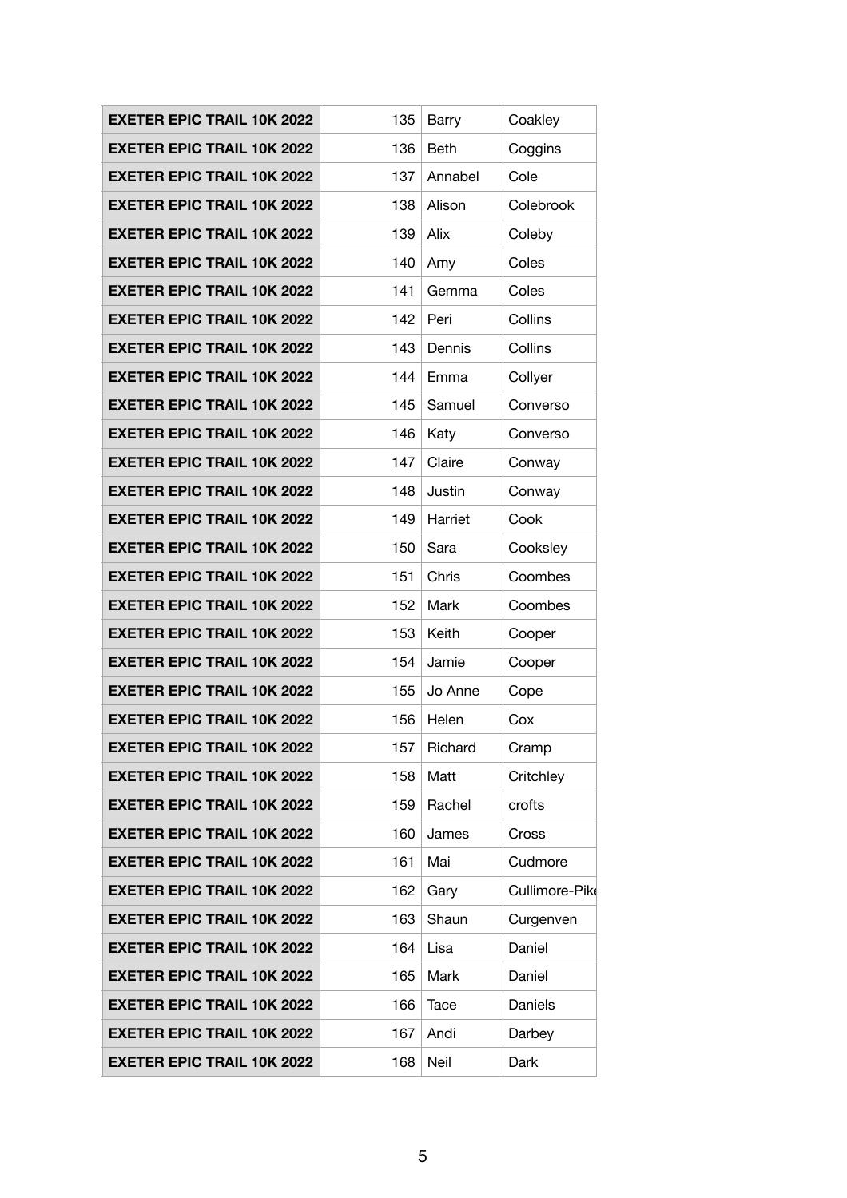| | | | |
|---|---|---|---|
| **EXETER EPIC TRAIL 10K 2022** | 135 | Barry | Coakley |
| **EXETER EPIC TRAIL 10K 2022** | 136 | Beth | Coggins |
| **EXETER EPIC TRAIL 10K 2022** | 137 | Annabel | Cole |
| **EXETER EPIC TRAIL 10K 2022** | 138 | Alison | Colebrook |
| **EXETER EPIC TRAIL 10K 2022** | 139 | Alix | Coleby |
| **EXETER EPIC TRAIL 10K 2022** | 140 | Amy | Coles |
| **EXETER EPIC TRAIL 10K 2022** | 141 | Gemma | Coles |
| **EXETER EPIC TRAIL 10K 2022** | 142 | Peri | Collins |
| **EXETER EPIC TRAIL 10K 2022** | 143 | Dennis | Collins |
| **EXETER EPIC TRAIL 10K 2022** | 144 | Emma | Collyer |
| **EXETER EPIC TRAIL 10K 2022** | 145 | Samuel | Converso |
| **EXETER EPIC TRAIL 10K 2022** | 146 | Katy | Converso |
| **EXETER EPIC TRAIL 10K 2022** | 147 | Claire | Conway |
| **EXETER EPIC TRAIL 10K 2022** | 148 | Justin | Conway |
| **EXETER EPIC TRAIL 10K 2022** | 149 | Harriet | Cook |
| **EXETER EPIC TRAIL 10K 2022** | 150 | Sara | Cooksley |
| **EXETER EPIC TRAIL 10K 2022** | 151 | Chris | Coombes |
| **EXETER EPIC TRAIL 10K 2022** | 152 | Mark | Coombes |
| **EXETER EPIC TRAIL 10K 2022** | 153 | Keith | Cooper |
| **EXETER EPIC TRAIL 10K 2022** | 154 | Jamie | Cooper |
| **EXETER EPIC TRAIL 10K 2022** | 155 | Jo Anne | Cope |
| **EXETER EPIC TRAIL 10K 2022** | 156 | Helen | Cox |
| **EXETER EPIC TRAIL 10K 2022** | 157 | Richard | Cramp |
| **EXETER EPIC TRAIL 10K 2022** | 158 | Matt | Critchley |
| **EXETER EPIC TRAIL 10K 2022** | 159 | Rachel | crofts |
| **EXETER EPIC TRAIL 10K 2022** | 160 | James | Cross |
| **EXETER EPIC TRAIL 10K 2022** | 161 | Mai | Cudmore |
| **EXETER EPIC TRAIL 10K 2022** | 162 | Gary | Cullimore-Pik |
| **EXETER EPIC TRAIL 10K 2022** | 163 | Shaun | Curgenven |
| **EXETER EPIC TRAIL 10K 2022** | 164 | Lisa | Daniel |
| **EXETER EPIC TRAIL 10K 2022** | 165 | Mark | Daniel |
| **EXETER EPIC TRAIL 10K 2022** | 166 | Tace | Daniels |
| **EXETER EPIC TRAIL 10K 2022** | 167 | Andi | Darbey |
| **EXETER EPIC TRAIL 10K 2022** | 168 | Neil | Dark |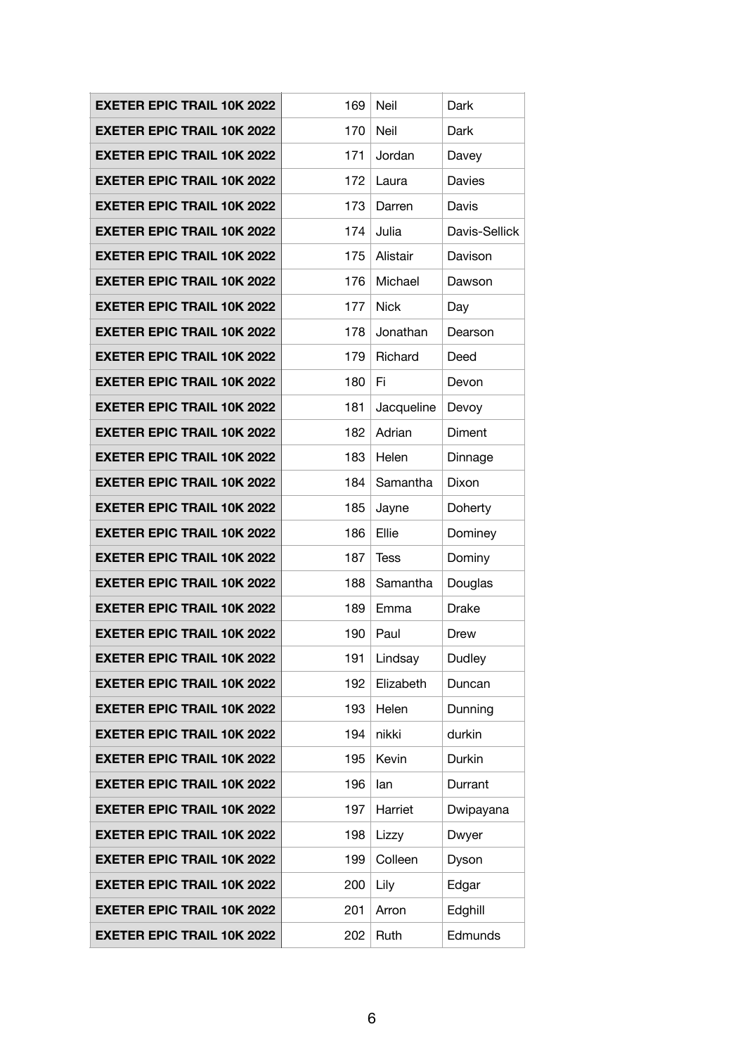| | | | |
|---|---|---|---|
| **EXETER EPIC TRAIL 10K 2022** | 169 | Neil | Dark |
| **EXETER EPIC TRAIL 10K 2022** | 170 | Neil | Dark |
| **EXETER EPIC TRAIL 10K 2022** | 171 | Jordan | Davey |
| **EXETER EPIC TRAIL 10K 2022** | 172 | Laura | Davies |
| **EXETER EPIC TRAIL 10K 2022** | 173 | Darren | Davis |
| **EXETER EPIC TRAIL 10K 2022** | 174 | Julia | Davis-Sellick |
| **EXETER EPIC TRAIL 10K 2022** | 175 | Alistair | Davison |
| **EXETER EPIC TRAIL 10K 2022** | 176 | Michael | Dawson |
| **EXETER EPIC TRAIL 10K 2022** | 177 | Nick | Day |
| **EXETER EPIC TRAIL 10K 2022** | 178 | Jonathan | Dearson |
| **EXETER EPIC TRAIL 10K 2022** | 179 | Richard | Deed |
| **EXETER EPIC TRAIL 10K 2022** | 180 | Fi | Devon |
| **EXETER EPIC TRAIL 10K 2022** | 181 | Jacqueline | Devoy |
| **EXETER EPIC TRAIL 10K 2022** | 182 | Adrian | Diment |
| **EXETER EPIC TRAIL 10K 2022** | 183 | Helen | Dinnage |
| **EXETER EPIC TRAIL 10K 2022** | 184 | Samantha | Dixon |
| **EXETER EPIC TRAIL 10K 2022** | 185 | Jayne | Doherty |
| **EXETER EPIC TRAIL 10K 2022** | 186 | Ellie | Dominey |
| **EXETER EPIC TRAIL 10K 2022** | 187 | Tess | Dominy |
| **EXETER EPIC TRAIL 10K 2022** | 188 | Samantha | Douglas |
| **EXETER EPIC TRAIL 10K 2022** | 189 | Emma | Drake |
| **EXETER EPIC TRAIL 10K 2022** | 190 | Paul | Drew |
| **EXETER EPIC TRAIL 10K 2022** | 191 | Lindsay | Dudley |
| **EXETER EPIC TRAIL 10K 2022** | 192 | Elizabeth | Duncan |
| **EXETER EPIC TRAIL 10K 2022** | 193 | Helen | Dunning |
| **EXETER EPIC TRAIL 10K 2022** | 194 | nikki | durkin |
| **EXETER EPIC TRAIL 10K 2022** | 195 | Kevin | Durkin |
| **EXETER EPIC TRAIL 10K 2022** | 196 | Ian | Durrant |
| **EXETER EPIC TRAIL 10K 2022** | 197 | Harriet | Dwipayana |
| **EXETER EPIC TRAIL 10K 2022** | 198 | Lizzy | Dwyer |
| **EXETER EPIC TRAIL 10K 2022** | 199 | Colleen | Dyson |
| **EXETER EPIC TRAIL 10K 2022** | 200 | Lily | Edgar |
| **EXETER EPIC TRAIL 10K 2022** | 201 | Arron | Edghill |
| **EXETER EPIC TRAIL 10K 2022** | 202 | Ruth | Edmunds |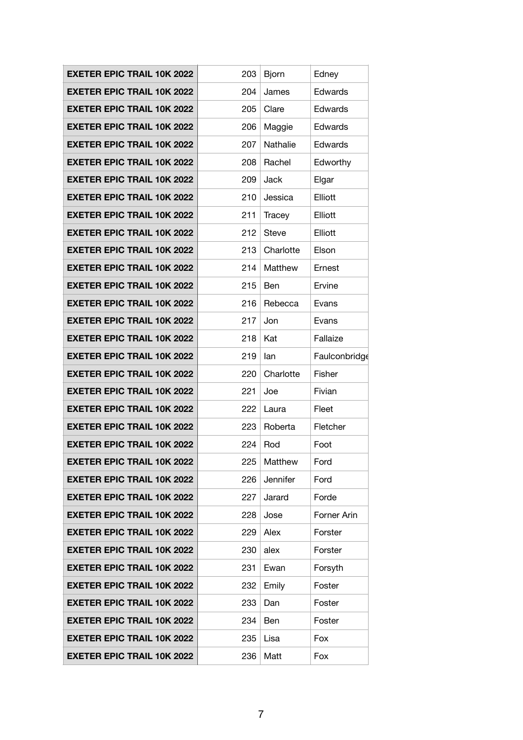| | | | |
|---|---|---|---|
| **EXETER EPIC TRAIL 10K 2022** | 203 | Bjorn | Edney |
| **EXETER EPIC TRAIL 10K 2022** | 204 | James | Edwards |
| **EXETER EPIC TRAIL 10K 2022** | 205 | Clare | Edwards |
| **EXETER EPIC TRAIL 10K 2022** | 206 | Maggie | Edwards |
| **EXETER EPIC TRAIL 10K 2022** | 207 | Nathalie | Edwards |
| **EXETER EPIC TRAIL 10K 2022** | 208 | Rachel | Edworthy |
| **EXETER EPIC TRAIL 10K 2022** | 209 | Jack | Elgar |
| **EXETER EPIC TRAIL 10K 2022** | 210 | Jessica | Elliott |
| **EXETER EPIC TRAIL 10K 2022** | 211 | Tracey | Elliott |
| **EXETER EPIC TRAIL 10K 2022** | 212 | Steve | Elliott |
| **EXETER EPIC TRAIL 10K 2022** | 213 | Charlotte | Elson |
| **EXETER EPIC TRAIL 10K 2022** | 214 | Matthew | Ernest |
| **EXETER EPIC TRAIL 10K 2022** | 215 | Ben | Ervine |
| **EXETER EPIC TRAIL 10K 2022** | 216 | Rebecca | Evans |
| **EXETER EPIC TRAIL 10K 2022** | 217 | Jon | Evans |
| **EXETER EPIC TRAIL 10K 2022** | 218 | Kat | Fallaize |
| **EXETER EPIC TRAIL 10K 2022** | 219 | Ian | Faulconbridge |
| **EXETER EPIC TRAIL 10K 2022** | 220 | Charlotte | Fisher |
| **EXETER EPIC TRAIL 10K 2022** | 221 | Joe | Fivian |
| **EXETER EPIC TRAIL 10K 2022** | 222 | Laura | Fleet |
| **EXETER EPIC TRAIL 10K 2022** | 223 | Roberta | Fletcher |
| **EXETER EPIC TRAIL 10K 2022** | 224 | Rod | Foot |
| **EXETER EPIC TRAIL 10K 2022** | 225 | Matthew | Ford |
| **EXETER EPIC TRAIL 10K 2022** | 226 | Jennifer | Ford |
| **EXETER EPIC TRAIL 10K 2022** | 227 | Jarard | Forde |
| **EXETER EPIC TRAIL 10K 2022** | 228 | Jose | Forner Arin |
| **EXETER EPIC TRAIL 10K 2022** | 229 | Alex | Forster |
| **EXETER EPIC TRAIL 10K 2022** | 230 | alex | Forster |
| **EXETER EPIC TRAIL 10K 2022** | 231 | Ewan | Forsyth |
| **EXETER EPIC TRAIL 10K 2022** | 232 | Emily | Foster |
| **EXETER EPIC TRAIL 10K 2022** | 233 | Dan | Foster |
| **EXETER EPIC TRAIL 10K 2022** | 234 | Ben | Foster |
| **EXETER EPIC TRAIL 10K 2022** | 235 | Lisa | Fox |
| **EXETER EPIC TRAIL 10K 2022** | 236 | Matt | Fox |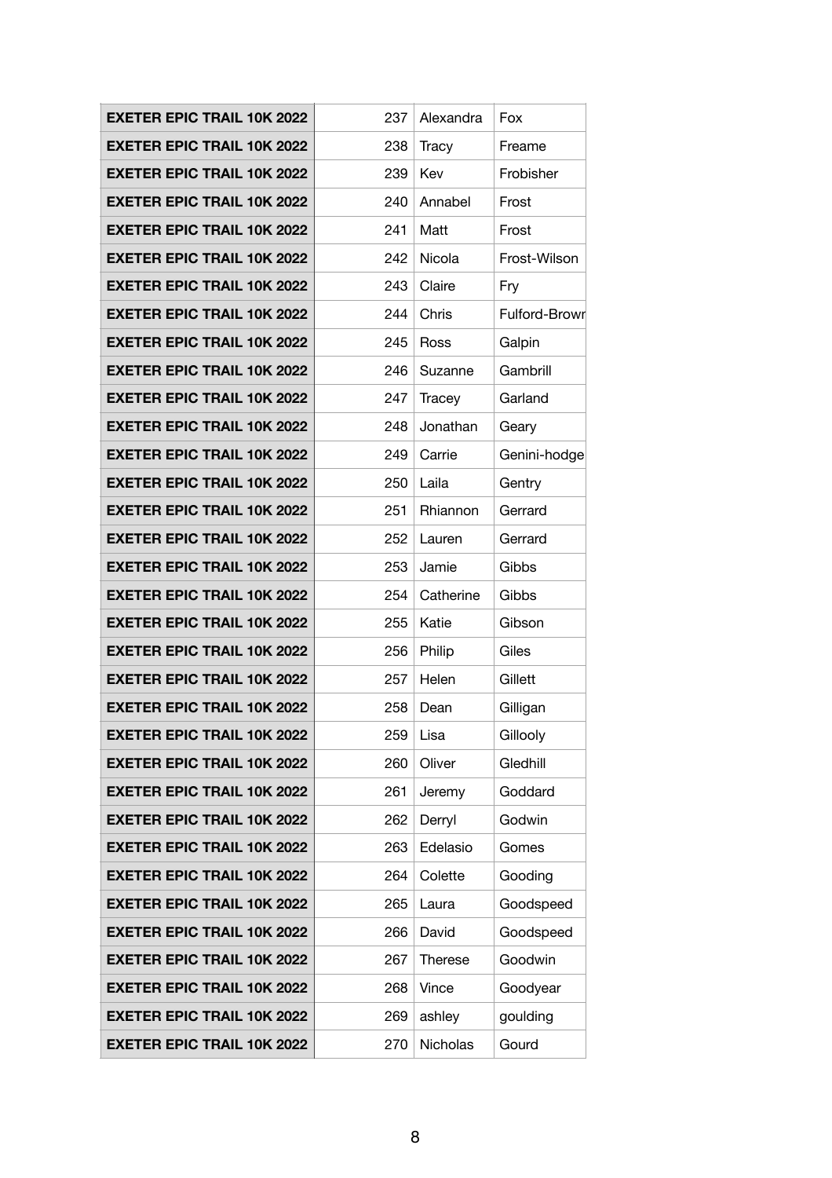| | | | |
|---|---|---|---|
| **EXETER EPIC TRAIL 10K 2022** | 237 | Alexandra | Fox |
| **EXETER EPIC TRAIL 10K 2022** | 238 | Tracy | Freame |
| **EXETER EPIC TRAIL 10K 2022** | 239 | Kev | Frobisher |
| **EXETER EPIC TRAIL 10K 2022** | 240 | Annabel | Frost |
| **EXETER EPIC TRAIL 10K 2022** | 241 | Matt | Frost |
| **EXETER EPIC TRAIL 10K 2022** | 242 | Nicola | Frost-Wilson |
| **EXETER EPIC TRAIL 10K 2022** | 243 | Claire | Fry |
| **EXETER EPIC TRAIL 10K 2022** | 244 | Chris | Fulford-Browr |
| **EXETER EPIC TRAIL 10K 2022** | 245 | Ross | Galpin |
| **EXETER EPIC TRAIL 10K 2022** | 246 | Suzanne | Gambrill |
| **EXETER EPIC TRAIL 10K 2022** | 247 | Tracey | Garland |
| **EXETER EPIC TRAIL 10K 2022** | 248 | Jonathan | Geary |
| **EXETER EPIC TRAIL 10K 2022** | 249 | Carrie | Genini-hodge |
| **EXETER EPIC TRAIL 10K 2022** | 250 | Laila | Gentry |
| **EXETER EPIC TRAIL 10K 2022** | 251 | Rhiannon | Gerrard |
| **EXETER EPIC TRAIL 10K 2022** | 252 | Lauren | Gerrard |
| **EXETER EPIC TRAIL 10K 2022** | 253 | Jamie | Gibbs |
| **EXETER EPIC TRAIL 10K 2022** | 254 | Catherine | Gibbs |
| **EXETER EPIC TRAIL 10K 2022** | 255 | Katie | Gibson |
| **EXETER EPIC TRAIL 10K 2022** | 256 | Philip | Giles |
| **EXETER EPIC TRAIL 10K 2022** | 257 | Helen | Gillett |
| **EXETER EPIC TRAIL 10K 2022** | 258 | Dean | Gilligan |
| **EXETER EPIC TRAIL 10K 2022** | 259 | Lisa | Gillooly |
| **EXETER EPIC TRAIL 10K 2022** | 260 | Oliver | Gledhill |
| **EXETER EPIC TRAIL 10K 2022** | 261 | Jeremy | Goddard |
| **EXETER EPIC TRAIL 10K 2022** | 262 | Derryl | Godwin |
| **EXETER EPIC TRAIL 10K 2022** | 263 | Edelasio | Gomes |
| **EXETER EPIC TRAIL 10K 2022** | 264 | Colette | Gooding |
| **EXETER EPIC TRAIL 10K 2022** | 265 | Laura | Goodspeed |
| **EXETER EPIC TRAIL 10K 2022** | 266 | David | Goodspeed |
| **EXETER EPIC TRAIL 10K 2022** | 267 | Therese | Goodwin |
| **EXETER EPIC TRAIL 10K 2022** | 268 | Vince | Goodyear |
| **EXETER EPIC TRAIL 10K 2022** | 269 | ashley | goulding |
| **EXETER EPIC TRAIL 10K 2022** | 270 | Nicholas | Gourd |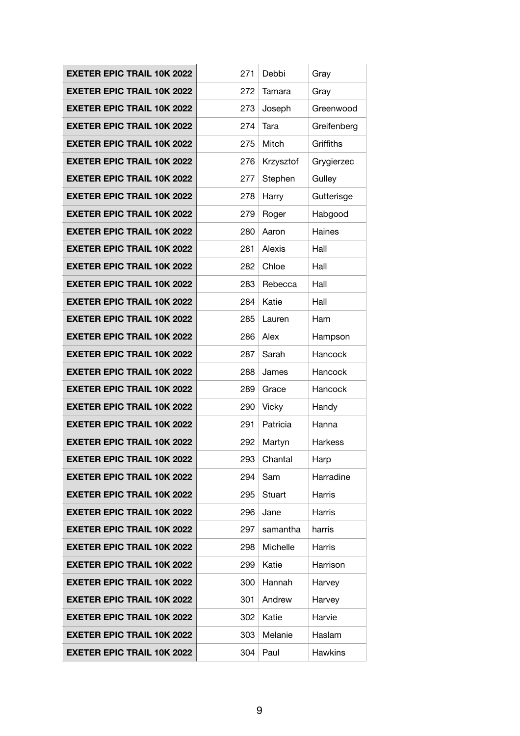| | | | |
|---|---|---|---|
| **EXETER EPIC TRAIL 10K 2022** | 271 | Debbi | Gray |
| **EXETER EPIC TRAIL 10K 2022** | 272 | Tamara | Gray |
| **EXETER EPIC TRAIL 10K 2022** | 273 | Joseph | Greenwood |
| **EXETER EPIC TRAIL 10K 2022** | 274 | Tara | Greifenberg |
| **EXETER EPIC TRAIL 10K 2022** | 275 | Mitch | Griffiths |
| **EXETER EPIC TRAIL 10K 2022** | 276 | Krzysztof | Grygierzec |
| **EXETER EPIC TRAIL 10K 2022** | 277 | Stephen | Gulley |
| **EXETER EPIC TRAIL 10K 2022** | 278 | Harry | Gutterisge |
| **EXETER EPIC TRAIL 10K 2022** | 279 | Roger | Habgood |
| **EXETER EPIC TRAIL 10K 2022** | 280 | Aaron | Haines |
| **EXETER EPIC TRAIL 10K 2022** | 281 | Alexis | Hall |
| **EXETER EPIC TRAIL 10K 2022** | 282 | Chloe | Hall |
| **EXETER EPIC TRAIL 10K 2022** | 283 | Rebecca | Hall |
| **EXETER EPIC TRAIL 10K 2022** | 284 | Katie | Hall |
| **EXETER EPIC TRAIL 10K 2022** | 285 | Lauren | Ham |
| **EXETER EPIC TRAIL 10K 2022** | 286 | Alex | Hampson |
| **EXETER EPIC TRAIL 10K 2022** | 287 | Sarah | Hancock |
| **EXETER EPIC TRAIL 10K 2022** | 288 | James | Hancock |
| **EXETER EPIC TRAIL 10K 2022** | 289 | Grace | Hancock |
| **EXETER EPIC TRAIL 10K 2022** | 290 | Vicky | Handy |
| **EXETER EPIC TRAIL 10K 2022** | 291 | Patricia | Hanna |
| **EXETER EPIC TRAIL 10K 2022** | 292 | Martyn | Harkess |
| **EXETER EPIC TRAIL 10K 2022** | 293 | Chantal | Harp |
| **EXETER EPIC TRAIL 10K 2022** | 294 | Sam | Harradine |
| **EXETER EPIC TRAIL 10K 2022** | 295 | Stuart | Harris |
| **EXETER EPIC TRAIL 10K 2022** | 296 | Jane | Harris |
| **EXETER EPIC TRAIL 10K 2022** | 297 | samantha | harris |
| **EXETER EPIC TRAIL 10K 2022** | 298 | Michelle | Harris |
| **EXETER EPIC TRAIL 10K 2022** | 299 | Katie | Harrison |
| **EXETER EPIC TRAIL 10K 2022** | 300 | Hannah | Harvey |
| **EXETER EPIC TRAIL 10K 2022** | 301 | Andrew | Harvey |
| **EXETER EPIC TRAIL 10K 2022** | 302 | Katie | Harvie |
| **EXETER EPIC TRAIL 10K 2022** | 303 | Melanie | Haslam |
| **EXETER EPIC TRAIL 10K 2022** | 304 | Paul | Hawkins |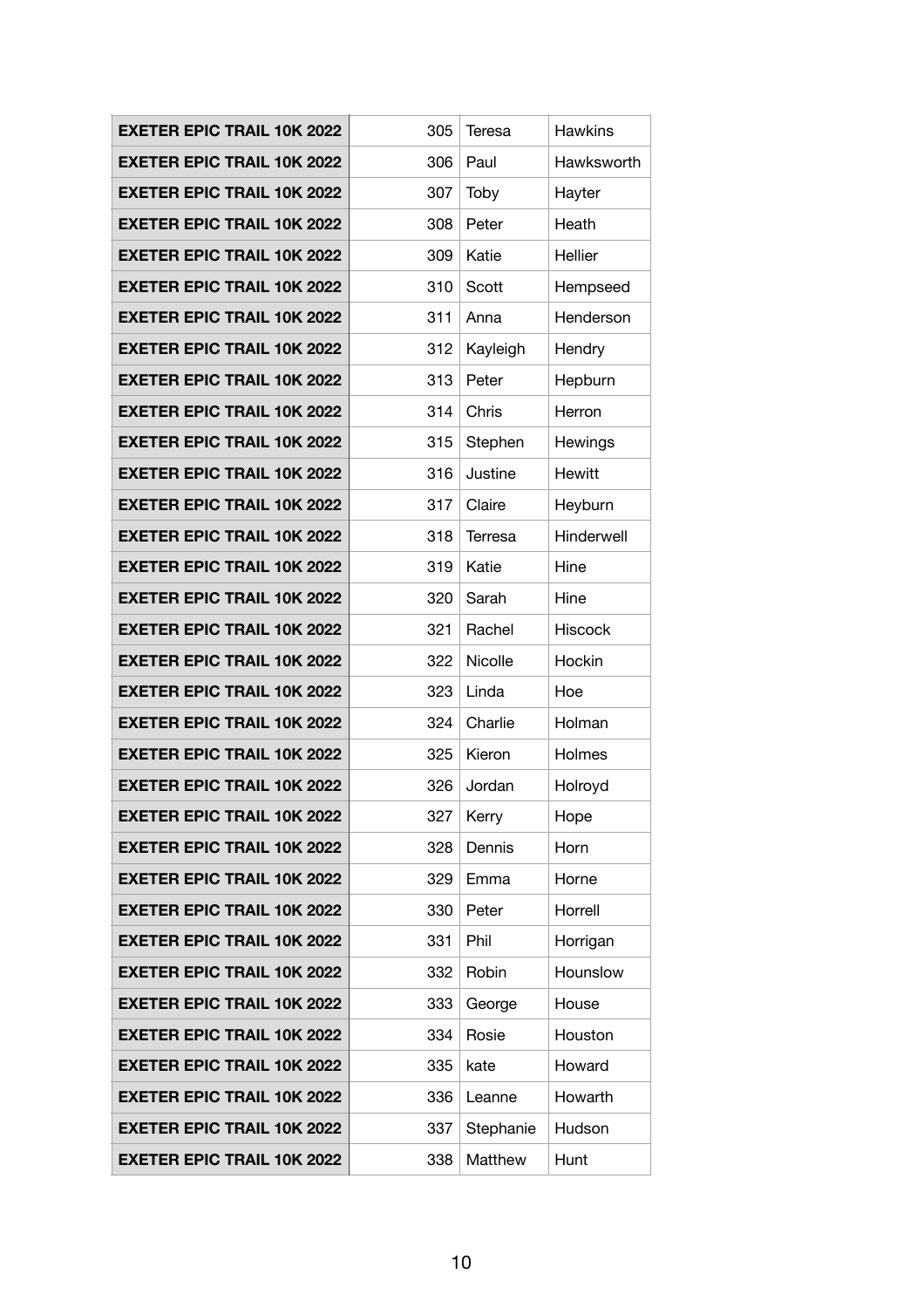| | | | |
|---|---|---|---|
| **EXETER EPIC TRAIL 10K 2022** | 305 | Teresa | Hawkins |
| **EXETER EPIC TRAIL 10K 2022** | 306 | Paul | Hawksworth |
| **EXETER EPIC TRAIL 10K 2022** | 307 | Toby | Hayter |
| **EXETER EPIC TRAIL 10K 2022** | 308 | Peter | Heath |
| **EXETER EPIC TRAIL 10K 2022** | 309 | Katie | Hellier |
| **EXETER EPIC TRAIL 10K 2022** | 310 | Scott | Hempseed |
| **EXETER EPIC TRAIL 10K 2022** | 311 | Anna | Henderson |
| **EXETER EPIC TRAIL 10K 2022** | 312 | Kayleigh | Hendry |
| **EXETER EPIC TRAIL 10K 2022** | 313 | Peter | Hepburn |
| **EXETER EPIC TRAIL 10K 2022** | 314 | Chris | Herron |
| **EXETER EPIC TRAIL 10K 2022** | 315 | Stephen | Hewings |
| **EXETER EPIC TRAIL 10K 2022** | 316 | Justine | Hewitt |
| **EXETER EPIC TRAIL 10K 2022** | 317 | Claire | Heyburn |
| **EXETER EPIC TRAIL 10K 2022** | 318 | Terresa | Hinderwell |
| **EXETER EPIC TRAIL 10K 2022** | 319 | Katie | Hine |
| **EXETER EPIC TRAIL 10K 2022** | 320 | Sarah | Hine |
| **EXETER EPIC TRAIL 10K 2022** | 321 | Rachel | Hiscock |
| **EXETER EPIC TRAIL 10K 2022** | 322 | Nicolle | Hockin |
| **EXETER EPIC TRAIL 10K 2022** | 323 | Linda | Hoe |
| **EXETER EPIC TRAIL 10K 2022** | 324 | Charlie | Holman |
| **EXETER EPIC TRAIL 10K 2022** | 325 | Kieron | Holmes |
| **EXETER EPIC TRAIL 10K 2022** | 326 | Jordan | Holroyd |
| **EXETER EPIC TRAIL 10K 2022** | 327 | Kerry | Hope |
| **EXETER EPIC TRAIL 10K 2022** | 328 | Dennis | Horn |
| **EXETER EPIC TRAIL 10K 2022** | 329 | Emma | Horne |
| **EXETER EPIC TRAIL 10K 2022** | 330 | Peter | Horrell |
| **EXETER EPIC TRAIL 10K 2022** | 331 | Phil | Horrigan |
| **EXETER EPIC TRAIL 10K 2022** | 332 | Robin | Hounslow |
| **EXETER EPIC TRAIL 10K 2022** | 333 | George | House |
| **EXETER EPIC TRAIL 10K 2022** | 334 | Rosie | Houston |
| **EXETER EPIC TRAIL 10K 2022** | 335 | kate | Howard |
| **EXETER EPIC TRAIL 10K 2022** | 336 | Leanne | Howarth |
| **EXETER EPIC TRAIL 10K 2022** | 337 | Stephanie | Hudson |
| **EXETER EPIC TRAIL 10K 2022** | 338 | Matthew | Hunt |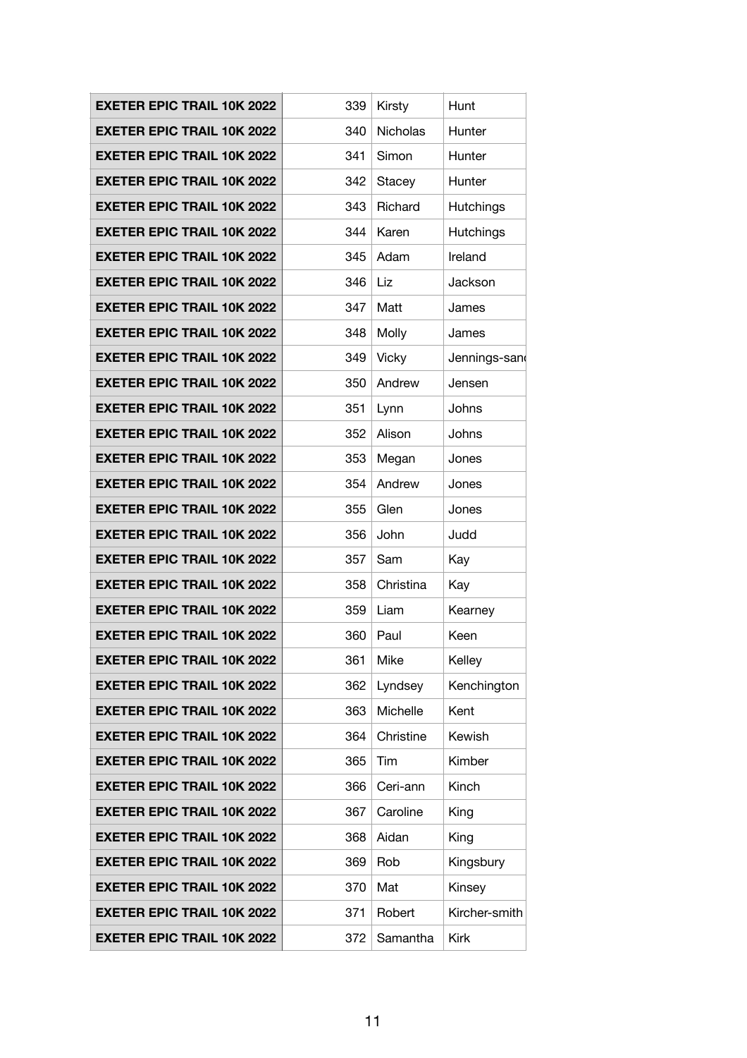| | | | |
|---|---|---|---|
| **EXETER EPIC TRAIL 10K 2022** | 339 | Kirsty | Hunt |
| **EXETER EPIC TRAIL 10K 2022** | 340 | Nicholas | Hunter |
| **EXETER EPIC TRAIL 10K 2022** | 341 | Simon | Hunter |
| **EXETER EPIC TRAIL 10K 2022** | 342 | Stacey | Hunter |
| **EXETER EPIC TRAIL 10K 2022** | 343 | Richard | Hutchings |
| **EXETER EPIC TRAIL 10K 2022** | 344 | Karen | Hutchings |
| **EXETER EPIC TRAIL 10K 2022** | 345 | Adam | Ireland |
| **EXETER EPIC TRAIL 10K 2022** | 346 | Liz | Jackson |
| **EXETER EPIC TRAIL 10K 2022** | 347 | Matt | James |
| **EXETER EPIC TRAIL 10K 2022** | 348 | Molly | James |
| **EXETER EPIC TRAIL 10K 2022** | 349 | Vicky | Jennings-san |
| **EXETER EPIC TRAIL 10K 2022** | 350 | Andrew | Jensen |
| **EXETER EPIC TRAIL 10K 2022** | 351 | Lynn | Johns |
| **EXETER EPIC TRAIL 10K 2022** | 352 | Alison | Johns |
| **EXETER EPIC TRAIL 10K 2022** | 353 | Megan | Jones |
| **EXETER EPIC TRAIL 10K 2022** | 354 | Andrew | Jones |
| **EXETER EPIC TRAIL 10K 2022** | 355 | Glen | Jones |
| **EXETER EPIC TRAIL 10K 2022** | 356 | John | Judd |
| **EXETER EPIC TRAIL 10K 2022** | 357 | Sam | Kay |
| **EXETER EPIC TRAIL 10K 2022** | 358 | Christina | Kay |
| **EXETER EPIC TRAIL 10K 2022** | 359 | Liam | Kearney |
| **EXETER EPIC TRAIL 10K 2022** | 360 | Paul | Keen |
| **EXETER EPIC TRAIL 10K 2022** | 361 | Mike | Kelley |
| **EXETER EPIC TRAIL 10K 2022** | 362 | Lyndsey | Kenchington |
| **EXETER EPIC TRAIL 10K 2022** | 363 | Michelle | Kent |
| **EXETER EPIC TRAIL 10K 2022** | 364 | Christine | Kewish |
| **EXETER EPIC TRAIL 10K 2022** | 365 | Tim | Kimber |
| **EXETER EPIC TRAIL 10K 2022** | 366 | Ceri-ann | Kinch |
| **EXETER EPIC TRAIL 10K 2022** | 367 | Caroline | King |
| **EXETER EPIC TRAIL 10K 2022** | 368 | Aidan | King |
| **EXETER EPIC TRAIL 10K 2022** | 369 | Rob | Kingsbury |
| **EXETER EPIC TRAIL 10K 2022** | 370 | Mat | Kinsey |
| **EXETER EPIC TRAIL 10K 2022** | 371 | Robert | Kircher-smith |
| **EXETER EPIC TRAIL 10K 2022** | 372 | Samantha | Kirk |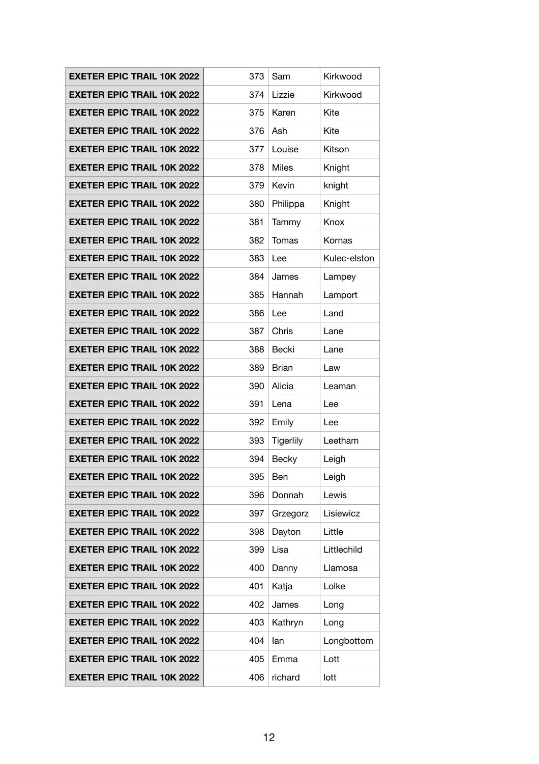| | | | |
|---|---|---|---|
| **EXETER EPIC TRAIL 10K 2022** | 373 | Sam | Kirkwood |
| **EXETER EPIC TRAIL 10K 2022** | 374 | Lizzie | Kirkwood |
| **EXETER EPIC TRAIL 10K 2022** | 375 | Karen | Kite |
| **EXETER EPIC TRAIL 10K 2022** | 376 | Ash | Kite |
| **EXETER EPIC TRAIL 10K 2022** | 377 | Louise | Kitson |
| **EXETER EPIC TRAIL 10K 2022** | 378 | Miles | Knight |
| **EXETER EPIC TRAIL 10K 2022** | 379 | Kevin | knight |
| **EXETER EPIC TRAIL 10K 2022** | 380 | Philippa | Knight |
| **EXETER EPIC TRAIL 10K 2022** | 381 | Tammy | Knox |
| **EXETER EPIC TRAIL 10K 2022** | 382 | Tomas | Kornas |
| **EXETER EPIC TRAIL 10K 2022** | 383 | Lee | Kulec-elston |
| **EXETER EPIC TRAIL 10K 2022** | 384 | James | Lampey |
| **EXETER EPIC TRAIL 10K 2022** | 385 | Hannah | Lamport |
| **EXETER EPIC TRAIL 10K 2022** | 386 | Lee | Land |
| **EXETER EPIC TRAIL 10K 2022** | 387 | Chris | Lane |
| **EXETER EPIC TRAIL 10K 2022** | 388 | Becki | Lane |
| **EXETER EPIC TRAIL 10K 2022** | 389 | Brian | Law |
| **EXETER EPIC TRAIL 10K 2022** | 390 | Alicia | Leaman |
| **EXETER EPIC TRAIL 10K 2022** | 391 | Lena | Lee |
| **EXETER EPIC TRAIL 10K 2022** | 392 | Emily | Lee |
| **EXETER EPIC TRAIL 10K 2022** | 393 | Tigerlily | Leetham |
| **EXETER EPIC TRAIL 10K 2022** | 394 | Becky | Leigh |
| **EXETER EPIC TRAIL 10K 2022** | 395 | Ben | Leigh |
| **EXETER EPIC TRAIL 10K 2022** | 396 | Donnah | Lewis |
| **EXETER EPIC TRAIL 10K 2022** | 397 | Grzegorz | Lisiewicz |
| **EXETER EPIC TRAIL 10K 2022** | 398 | Dayton | Little |
| **EXETER EPIC TRAIL 10K 2022** | 399 | Lisa | Littlechild |
| **EXETER EPIC TRAIL 10K 2022** | 400 | Danny | Llamosa |
| **EXETER EPIC TRAIL 10K 2022** | 401 | Katja | Lolke |
| **EXETER EPIC TRAIL 10K 2022** | 402 | James | Long |
| **EXETER EPIC TRAIL 10K 2022** | 403 | Kathryn | Long |
| **EXETER EPIC TRAIL 10K 2022** | 404 | Ian | Longbottom |
| **EXETER EPIC TRAIL 10K 2022** | 405 | Emma | Lott |
| **EXETER EPIC TRAIL 10K 2022** | 406 | richard | lott |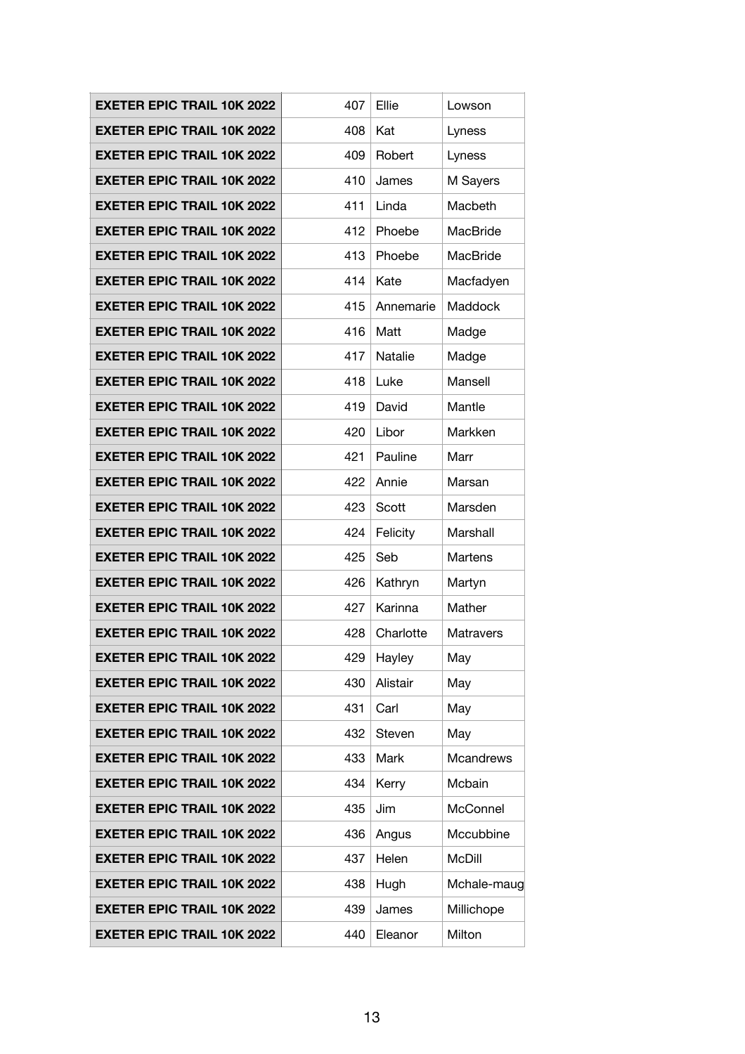| | | | |
|---|---|---|---|
| **EXETER EPIC TRAIL 10K 2022** | 407 | Ellie | Lowson |
| **EXETER EPIC TRAIL 10K 2022** | 408 | Kat | Lyness |
| **EXETER EPIC TRAIL 10K 2022** | 409 | Robert | Lyness |
| **EXETER EPIC TRAIL 10K 2022** | 410 | James | M Sayers |
| **EXETER EPIC TRAIL 10K 2022** | 411 | Linda | Macbeth |
| **EXETER EPIC TRAIL 10K 2022** | 412 | Phoebe | MacBride |
| **EXETER EPIC TRAIL 10K 2022** | 413 | Phoebe | MacBride |
| **EXETER EPIC TRAIL 10K 2022** | 414 | Kate | Macfadyen |
| **EXETER EPIC TRAIL 10K 2022** | 415 | Annemarie | Maddock |
| **EXETER EPIC TRAIL 10K 2022** | 416 | Matt | Madge |
| **EXETER EPIC TRAIL 10K 2022** | 417 | Natalie | Madge |
| **EXETER EPIC TRAIL 10K 2022** | 418 | Luke | Mansell |
| **EXETER EPIC TRAIL 10K 2022** | 419 | David | Mantle |
| **EXETER EPIC TRAIL 10K 2022** | 420 | Libor | Markken |
| **EXETER EPIC TRAIL 10K 2022** | 421 | Pauline | Marr |
| **EXETER EPIC TRAIL 10K 2022** | 422 | Annie | Marsan |
| **EXETER EPIC TRAIL 10K 2022** | 423 | Scott | Marsden |
| **EXETER EPIC TRAIL 10K 2022** | 424 | Felicity | Marshall |
| **EXETER EPIC TRAIL 10K 2022** | 425 | Seb | Martens |
| **EXETER EPIC TRAIL 10K 2022** | 426 | Kathryn | Martyn |
| **EXETER EPIC TRAIL 10K 2022** | 427 | Karinna | Mather |
| **EXETER EPIC TRAIL 10K 2022** | 428 | Charlotte | Matravers |
| **EXETER EPIC TRAIL 10K 2022** | 429 | Hayley | May |
| **EXETER EPIC TRAIL 10K 2022** | 430 | Alistair | May |
| **EXETER EPIC TRAIL 10K 2022** | 431 | Carl | May |
| **EXETER EPIC TRAIL 10K 2022** | 432 | Steven | May |
| **EXETER EPIC TRAIL 10K 2022** | 433 | Mark | Mcandrews |
| **EXETER EPIC TRAIL 10K 2022** | 434 | Kerry | Mcbain |
| **EXETER EPIC TRAIL 10K 2022** | 435 | Jim | McConnel |
| **EXETER EPIC TRAIL 10K 2022** | 436 | Angus | Mccubbine |
| **EXETER EPIC TRAIL 10K 2022** | 437 | Helen | McDill |
| **EXETER EPIC TRAIL 10K 2022** | 438 | Hugh | Mchale-maug |
| **EXETER EPIC TRAIL 10K 2022** | 439 | James | Millichope |
| **EXETER EPIC TRAIL 10K 2022** | 440 | Eleanor | Milton |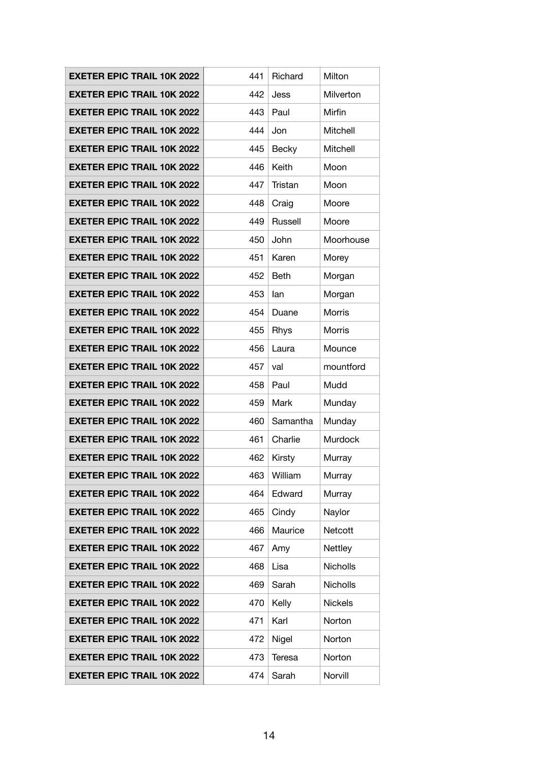| | | | |
|---|---|---|---|
| **EXETER EPIC TRAIL 10K 2022** | 441 | Richard | Milton |
| **EXETER EPIC TRAIL 10K 2022** | 442 | Jess | Milverton |
| **EXETER EPIC TRAIL 10K 2022** | 443 | Paul | Mirfin |
| **EXETER EPIC TRAIL 10K 2022** | 444 | Jon | Mitchell |
| **EXETER EPIC TRAIL 10K 2022** | 445 | Becky | Mitchell |
| **EXETER EPIC TRAIL 10K 2022** | 446 | Keith | Moon |
| **EXETER EPIC TRAIL 10K 2022** | 447 | Tristan | Moon |
| **EXETER EPIC TRAIL 10K 2022** | 448 | Craig | Moore |
| **EXETER EPIC TRAIL 10K 2022** | 449 | Russell | Moore |
| **EXETER EPIC TRAIL 10K 2022** | 450 | John | Moorhouse |
| **EXETER EPIC TRAIL 10K 2022** | 451 | Karen | Morey |
| **EXETER EPIC TRAIL 10K 2022** | 452 | Beth | Morgan |
| **EXETER EPIC TRAIL 10K 2022** | 453 | Ian | Morgan |
| **EXETER EPIC TRAIL 10K 2022** | 454 | Duane | Morris |
| **EXETER EPIC TRAIL 10K 2022** | 455 | Rhys | Morris |
| **EXETER EPIC TRAIL 10K 2022** | 456 | Laura | Mounce |
| **EXETER EPIC TRAIL 10K 2022** | 457 | val | mountford |
| **EXETER EPIC TRAIL 10K 2022** | 458 | Paul | Mudd |
| **EXETER EPIC TRAIL 10K 2022** | 459 | Mark | Munday |
| **EXETER EPIC TRAIL 10K 2022** | 460 | Samantha | Munday |
| **EXETER EPIC TRAIL 10K 2022** | 461 | Charlie | Murdock |
| **EXETER EPIC TRAIL 10K 2022** | 462 | Kirsty | Murray |
| **EXETER EPIC TRAIL 10K 2022** | 463 | William | Murray |
| **EXETER EPIC TRAIL 10K 2022** | 464 | Edward | Murray |
| **EXETER EPIC TRAIL 10K 2022** | 465 | Cindy | Naylor |
| **EXETER EPIC TRAIL 10K 2022** | 466 | Maurice | Netcott |
| **EXETER EPIC TRAIL 10K 2022** | 467 | Amy | Nettley |
| **EXETER EPIC TRAIL 10K 2022** | 468 | Lisa | Nicholls |
| **EXETER EPIC TRAIL 10K 2022** | 469 | Sarah | Nicholls |
| **EXETER EPIC TRAIL 10K 2022** | 470 | Kelly | Nickels |
| **EXETER EPIC TRAIL 10K 2022** | 471 | Karl | Norton |
| **EXETER EPIC TRAIL 10K 2022** | 472 | Nigel | Norton |
| **EXETER EPIC TRAIL 10K 2022** | 473 | Teresa | Norton |
| **EXETER EPIC TRAIL 10K 2022** | 474 | Sarah | Norvill |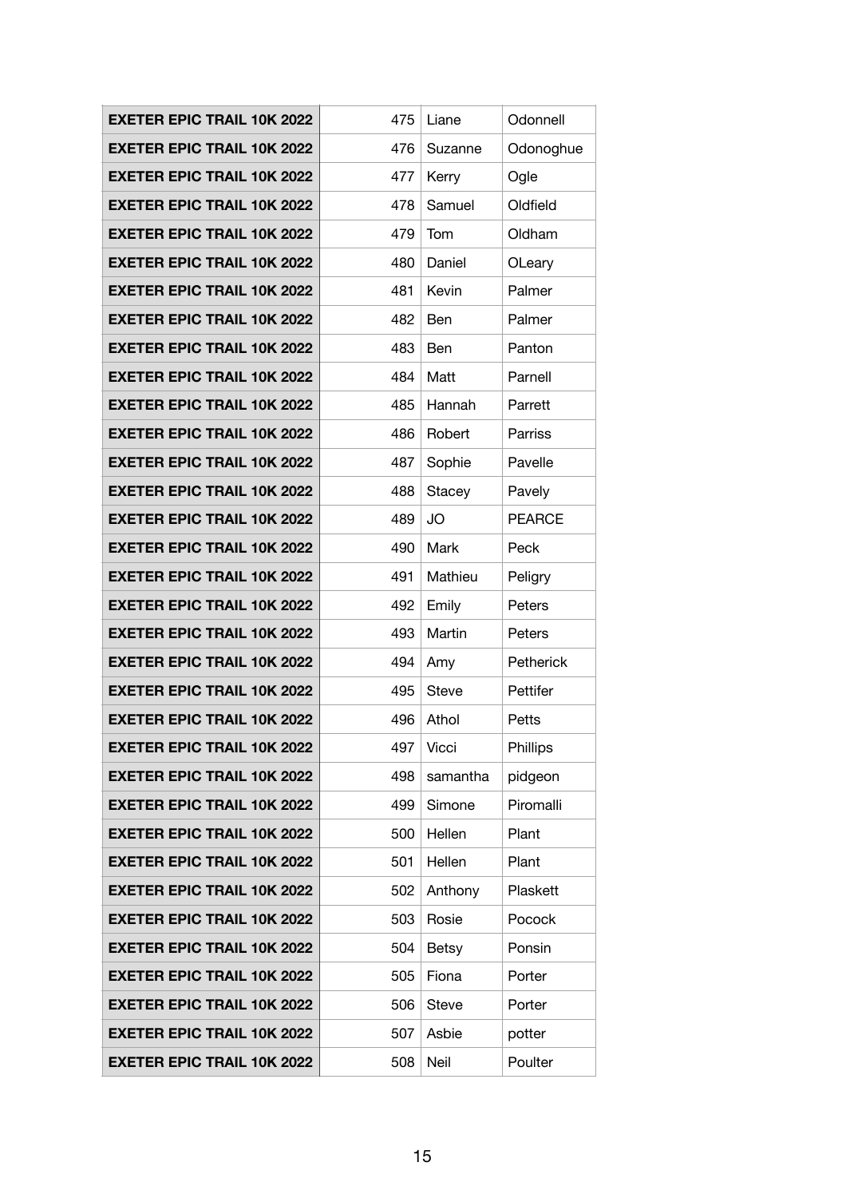| | | | |
|---|---|---|---|
| **EXETER EPIC TRAIL 10K 2022** | 475 | Liane | Odonnell |
| **EXETER EPIC TRAIL 10K 2022** | 476 | Suzanne | Odonoghue |
| **EXETER EPIC TRAIL 10K 2022** | 477 | Kerry | Ogle |
| **EXETER EPIC TRAIL 10K 2022** | 478 | Samuel | Oldfield |
| **EXETER EPIC TRAIL 10K 2022** | 479 | Tom | Oldham |
| **EXETER EPIC TRAIL 10K 2022** | 480 | Daniel | OLeary |
| **EXETER EPIC TRAIL 10K 2022** | 481 | Kevin | Palmer |
| **EXETER EPIC TRAIL 10K 2022** | 482 | Ben | Palmer |
| **EXETER EPIC TRAIL 10K 2022** | 483 | Ben | Panton |
| **EXETER EPIC TRAIL 10K 2022** | 484 | Matt | Parnell |
| **EXETER EPIC TRAIL 10K 2022** | 485 | Hannah | Parrett |
| **EXETER EPIC TRAIL 10K 2022** | 486 | Robert | Parriss |
| **EXETER EPIC TRAIL 10K 2022** | 487 | Sophie | Pavelle |
| **EXETER EPIC TRAIL 10K 2022** | 488 | Stacey | Pavely |
| **EXETER EPIC TRAIL 10K 2022** | 489 | JO | PEARCE |
| **EXETER EPIC TRAIL 10K 2022** | 490 | Mark | Peck |
| **EXETER EPIC TRAIL 10K 2022** | 491 | Mathieu | Peligry |
| **EXETER EPIC TRAIL 10K 2022** | 492 | Emily | Peters |
| **EXETER EPIC TRAIL 10K 2022** | 493 | Martin | Peters |
| **EXETER EPIC TRAIL 10K 2022** | 494 | Amy | Petherick |
| **EXETER EPIC TRAIL 10K 2022** | 495 | Steve | Pettifer |
| **EXETER EPIC TRAIL 10K 2022** | 496 | Athol | Petts |
| **EXETER EPIC TRAIL 10K 2022** | 497 | Vicci | Phillips |
| **EXETER EPIC TRAIL 10K 2022** | 498 | samantha | pidgeon |
| **EXETER EPIC TRAIL 10K 2022** | 499 | Simone | Piromalli |
| **EXETER EPIC TRAIL 10K 2022** | 500 | Hellen | Plant |
| **EXETER EPIC TRAIL 10K 2022** | 501 | Hellen | Plant |
| **EXETER EPIC TRAIL 10K 2022** | 502 | Anthony | Plaskett |
| **EXETER EPIC TRAIL 10K 2022** | 503 | Rosie | Pocock |
| **EXETER EPIC TRAIL 10K 2022** | 504 | Betsy | Ponsin |
| **EXETER EPIC TRAIL 10K 2022** | 505 | Fiona | Porter |
| **EXETER EPIC TRAIL 10K 2022** | 506 | Steve | Porter |
| **EXETER EPIC TRAIL 10K 2022** | 507 | Asbie | potter |
| **EXETER EPIC TRAIL 10K 2022** | 508 | Neil | Poulter |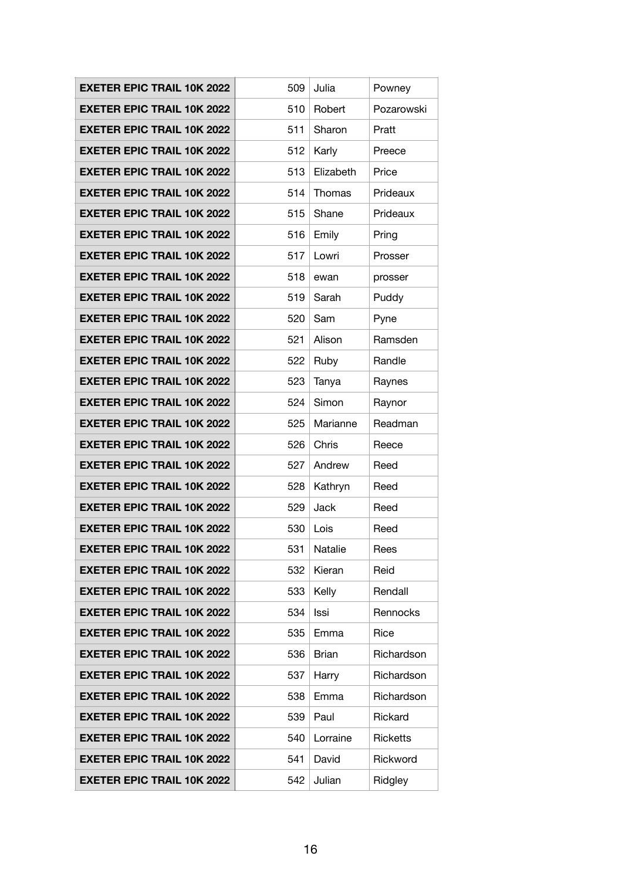| | | | |
|---|---|---|---|
| **EXETER EPIC TRAIL 10K 2022** | 509 | Julia | Powney |
| **EXETER EPIC TRAIL 10K 2022** | 510 | Robert | Pozarowski |
| **EXETER EPIC TRAIL 10K 2022** | 511 | Sharon | Pratt |
| **EXETER EPIC TRAIL 10K 2022** | 512 | Karly | Preece |
| **EXETER EPIC TRAIL 10K 2022** | 513 | Elizabeth | Price |
| **EXETER EPIC TRAIL 10K 2022** | 514 | Thomas | Prideaux |
| **EXETER EPIC TRAIL 10K 2022** | 515 | Shane | Prideaux |
| **EXETER EPIC TRAIL 10K 2022** | 516 | Emily | Pring |
| **EXETER EPIC TRAIL 10K 2022** | 517 | Lowri | Prosser |
| **EXETER EPIC TRAIL 10K 2022** | 518 | ewan | prosser |
| **EXETER EPIC TRAIL 10K 2022** | 519 | Sarah | Puddy |
| **EXETER EPIC TRAIL 10K 2022** | 520 | Sam | Pyne |
| **EXETER EPIC TRAIL 10K 2022** | 521 | Alison | Ramsden |
| **EXETER EPIC TRAIL 10K 2022** | 522 | Ruby | Randle |
| **EXETER EPIC TRAIL 10K 2022** | 523 | Tanya | Raynes |
| **EXETER EPIC TRAIL 10K 2022** | 524 | Simon | Raynor |
| **EXETER EPIC TRAIL 10K 2022** | 525 | Marianne | Readman |
| **EXETER EPIC TRAIL 10K 2022** | 526 | Chris | Reece |
| **EXETER EPIC TRAIL 10K 2022** | 527 | Andrew | Reed |
| **EXETER EPIC TRAIL 10K 2022** | 528 | Kathryn | Reed |
| **EXETER EPIC TRAIL 10K 2022** | 529 | Jack | Reed |
| **EXETER EPIC TRAIL 10K 2022** | 530 | Lois | Reed |
| **EXETER EPIC TRAIL 10K 2022** | 531 | Natalie | Rees |
| **EXETER EPIC TRAIL 10K 2022** | 532 | Kieran | Reid |
| **EXETER EPIC TRAIL 10K 2022** | 533 | Kelly | Rendall |
| **EXETER EPIC TRAIL 10K 2022** | 534 | Issi | Rennocks |
| **EXETER EPIC TRAIL 10K 2022** | 535 | Emma | Rice |
| **EXETER EPIC TRAIL 10K 2022** | 536 | Brian | Richardson |
| **EXETER EPIC TRAIL 10K 2022** | 537 | Harry | Richardson |
| **EXETER EPIC TRAIL 10K 2022** | 538 | Emma | Richardson |
| **EXETER EPIC TRAIL 10K 2022** | 539 | Paul | Rickard |
| **EXETER EPIC TRAIL 10K 2022** | 540 | Lorraine | Ricketts |
| **EXETER EPIC TRAIL 10K 2022** | 541 | David | Rickword |
| **EXETER EPIC TRAIL 10K 2022** | 542 | Julian | Ridgley |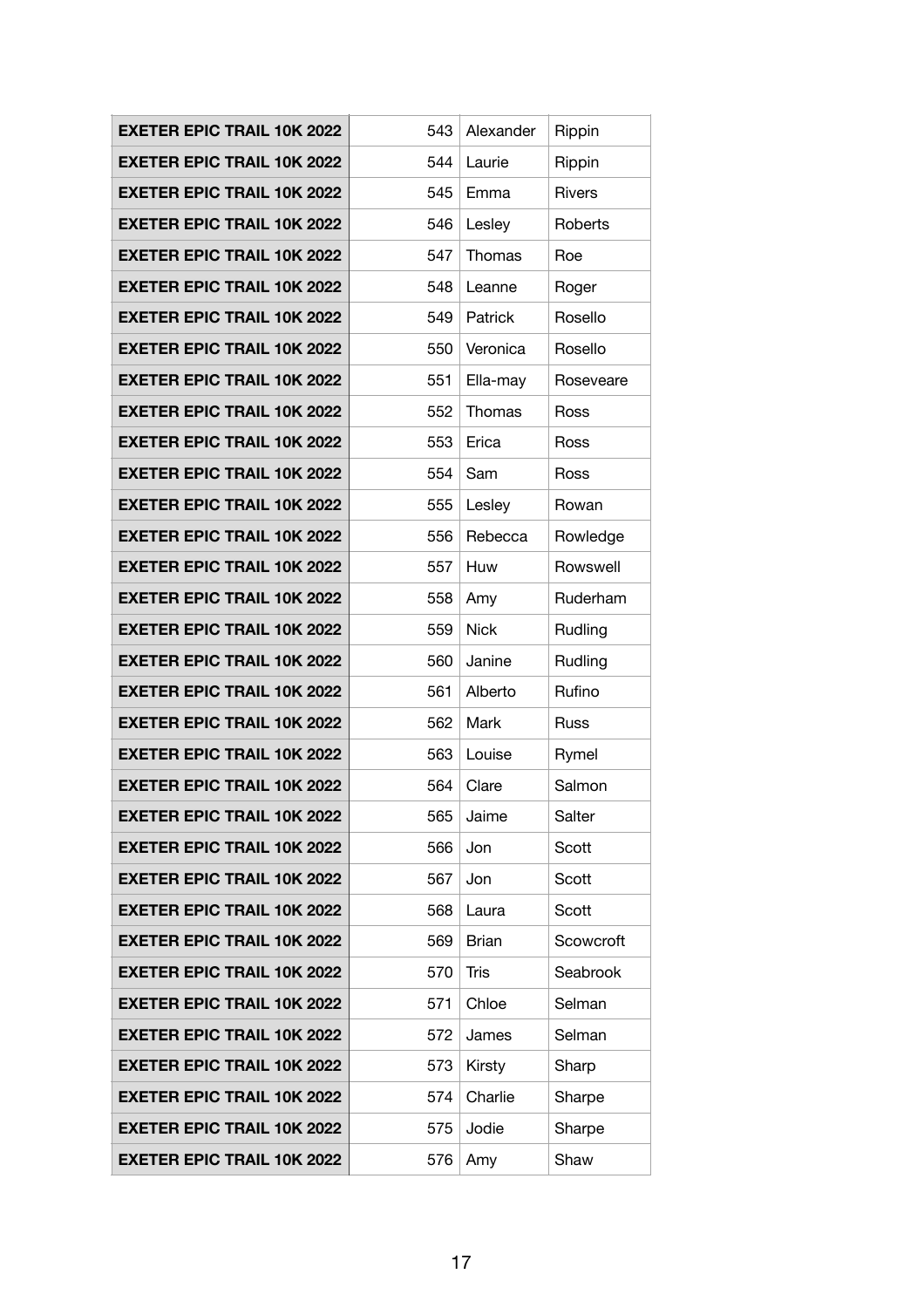| | | | |
|---|---|---|---|
| **EXETER EPIC TRAIL 10K 2022** | 543 | Alexander | Rippin |
| **EXETER EPIC TRAIL 10K 2022** | 544 | Laurie | Rippin |
| **EXETER EPIC TRAIL 10K 2022** | 545 | Emma | Rivers |
| **EXETER EPIC TRAIL 10K 2022** | 546 | Lesley | Roberts |
| **EXETER EPIC TRAIL 10K 2022** | 547 | Thomas | Roe |
| **EXETER EPIC TRAIL 10K 2022** | 548 | Leanne | Roger |
| **EXETER EPIC TRAIL 10K 2022** | 549 | Patrick | Rosello |
| **EXETER EPIC TRAIL 10K 2022** | 550 | Veronica | Rosello |
| **EXETER EPIC TRAIL 10K 2022** | 551 | Ella-may | Roseveare |
| **EXETER EPIC TRAIL 10K 2022** | 552 | Thomas | Ross |
| **EXETER EPIC TRAIL 10K 2022** | 553 | Erica | Ross |
| **EXETER EPIC TRAIL 10K 2022** | 554 | Sam | Ross |
| **EXETER EPIC TRAIL 10K 2022** | 555 | Lesley | Rowan |
| **EXETER EPIC TRAIL 10K 2022** | 556 | Rebecca | Rowledge |
| **EXETER EPIC TRAIL 10K 2022** | 557 | Huw | Rowswell |
| **EXETER EPIC TRAIL 10K 2022** | 558 | Amy | Ruderham |
| **EXETER EPIC TRAIL 10K 2022** | 559 | Nick | Rudling |
| **EXETER EPIC TRAIL 10K 2022** | 560 | Janine | Rudling |
| **EXETER EPIC TRAIL 10K 2022** | 561 | Alberto | Rufino |
| **EXETER EPIC TRAIL 10K 2022** | 562 | Mark | Russ |
| **EXETER EPIC TRAIL 10K 2022** | 563 | Louise | Rymel |
| **EXETER EPIC TRAIL 10K 2022** | 564 | Clare | Salmon |
| **EXETER EPIC TRAIL 10K 2022** | 565 | Jaime | Salter |
| **EXETER EPIC TRAIL 10K 2022** | 566 | Jon | Scott |
| **EXETER EPIC TRAIL 10K 2022** | 567 | Jon | Scott |
| **EXETER EPIC TRAIL 10K 2022** | 568 | Laura | Scott |
| **EXETER EPIC TRAIL 10K 2022** | 569 | Brian | Scowcroft |
| **EXETER EPIC TRAIL 10K 2022** | 570 | Tris | Seabrook |
| **EXETER EPIC TRAIL 10K 2022** | 571 | Chloe | Selman |
| **EXETER EPIC TRAIL 10K 2022** | 572 | James | Selman |
| **EXETER EPIC TRAIL 10K 2022** | 573 | Kirsty | Sharp |
| **EXETER EPIC TRAIL 10K 2022** | 574 | Charlie | Sharpe |
| **EXETER EPIC TRAIL 10K 2022** | 575 | Jodie | Sharpe |
| **EXETER EPIC TRAIL 10K 2022** | 576 | Amy | Shaw |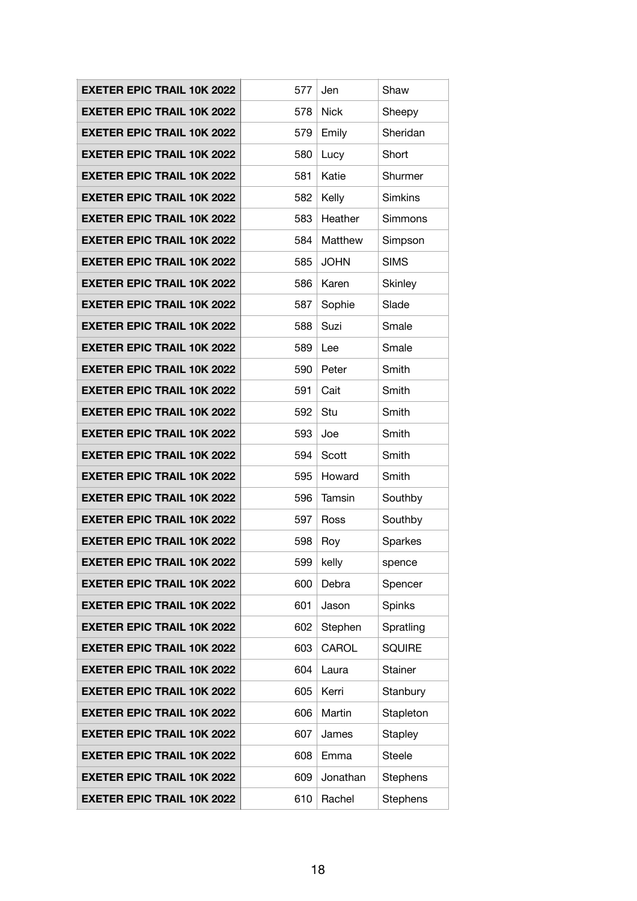| | | | |
|---|---|---|---|
| **EXETER EPIC TRAIL 10K 2022** | 577 | Jen | Shaw |
| **EXETER EPIC TRAIL 10K 2022** | 578 | Nick | Sheepy |
| **EXETER EPIC TRAIL 10K 2022** | 579 | Emily | Sheridan |
| **EXETER EPIC TRAIL 10K 2022** | 580 | Lucy | Short |
| **EXETER EPIC TRAIL 10K 2022** | 581 | Katie | Shurmer |
| **EXETER EPIC TRAIL 10K 2022** | 582 | Kelly | Simkins |
| **EXETER EPIC TRAIL 10K 2022** | 583 | Heather | Simmons |
| **EXETER EPIC TRAIL 10K 2022** | 584 | Matthew | Simpson |
| **EXETER EPIC TRAIL 10K 2022** | 585 | JOHN | SIMS |
| **EXETER EPIC TRAIL 10K 2022** | 586 | Karen | Skinley |
| **EXETER EPIC TRAIL 10K 2022** | 587 | Sophie | Slade |
| **EXETER EPIC TRAIL 10K 2022** | 588 | Suzi | Smale |
| **EXETER EPIC TRAIL 10K 2022** | 589 | Lee | Smale |
| **EXETER EPIC TRAIL 10K 2022** | 590 | Peter | Smith |
| **EXETER EPIC TRAIL 10K 2022** | 591 | Cait | Smith |
| **EXETER EPIC TRAIL 10K 2022** | 592 | Stu | Smith |
| **EXETER EPIC TRAIL 10K 2022** | 593 | Joe | Smith |
| **EXETER EPIC TRAIL 10K 2022** | 594 | Scott | Smith |
| **EXETER EPIC TRAIL 10K 2022** | 595 | Howard | Smith |
| **EXETER EPIC TRAIL 10K 2022** | 596 | Tamsin | Southby |
| **EXETER EPIC TRAIL 10K 2022** | 597 | Ross | Southby |
| **EXETER EPIC TRAIL 10K 2022** | 598 | Roy | Sparkes |
| **EXETER EPIC TRAIL 10K 2022** | 599 | kelly | spence |
| **EXETER EPIC TRAIL 10K 2022** | 600 | Debra | Spencer |
| **EXETER EPIC TRAIL 10K 2022** | 601 | Jason | Spinks |
| **EXETER EPIC TRAIL 10K 2022** | 602 | Stephen | Spratling |
| **EXETER EPIC TRAIL 10K 2022** | 603 | CAROL | SQUIRE |
| **EXETER EPIC TRAIL 10K 2022** | 604 | Laura | Stainer |
| **EXETER EPIC TRAIL 10K 2022** | 605 | Kerri | Stanbury |
| **EXETER EPIC TRAIL 10K 2022** | 606 | Martin | Stapleton |
| **EXETER EPIC TRAIL 10K 2022** | 607 | James | Stapley |
| **EXETER EPIC TRAIL 10K 2022** | 608 | Emma | Steele |
| **EXETER EPIC TRAIL 10K 2022** | 609 | Jonathan | Stephens |
| **EXETER EPIC TRAIL 10K 2022** | 610 | Rachel | Stephens |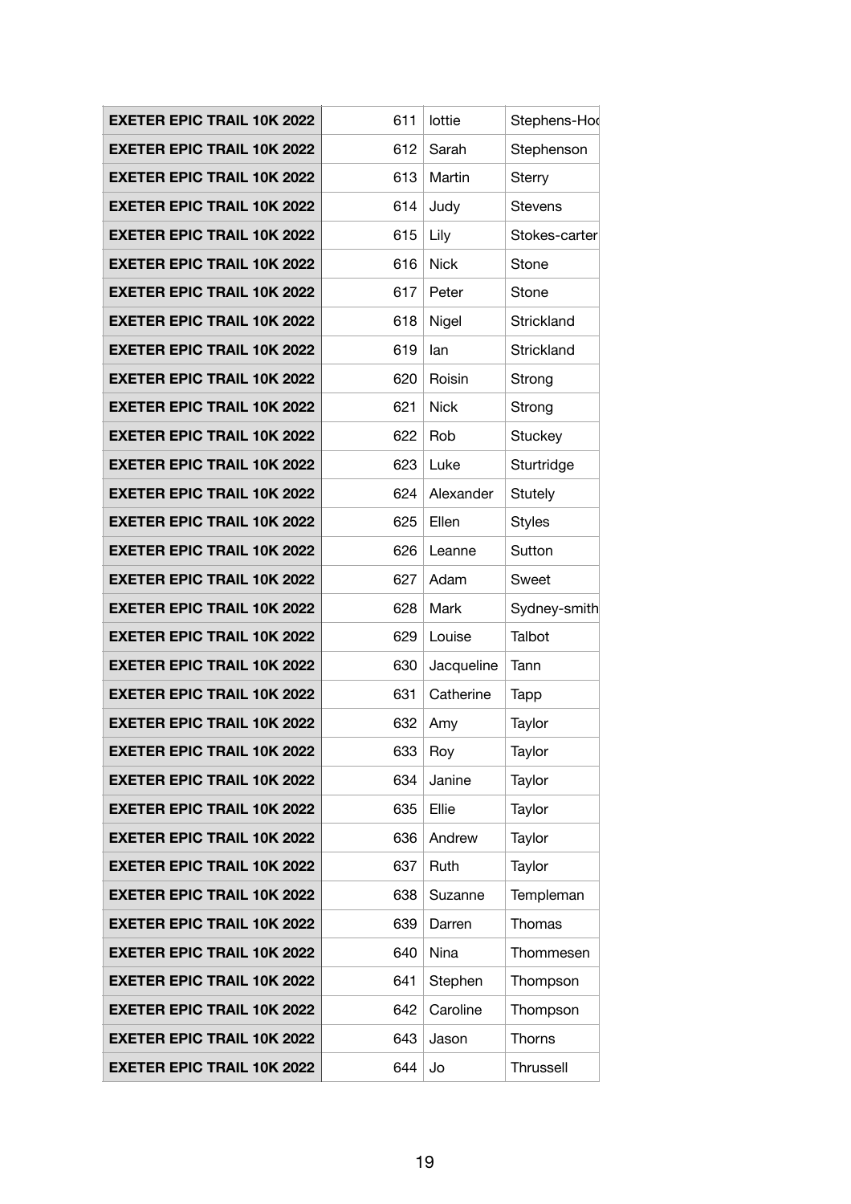| | | | |
|---|---|---|---|
| **EXETER EPIC TRAIL 10K 2022** | 611 | lottie | Stephens-Hoc |
| **EXETER EPIC TRAIL 10K 2022** | 612 | Sarah | Stephenson |
| **EXETER EPIC TRAIL 10K 2022** | 613 | Martin | Sterry |
| **EXETER EPIC TRAIL 10K 2022** | 614 | Judy | Stevens |
| **EXETER EPIC TRAIL 10K 2022** | 615 | Lily | Stokes-carter |
| **EXETER EPIC TRAIL 10K 2022** | 616 | Nick | Stone |
| **EXETER EPIC TRAIL 10K 2022** | 617 | Peter | Stone |
| **EXETER EPIC TRAIL 10K 2022** | 618 | Nigel | Strickland |
| **EXETER EPIC TRAIL 10K 2022** | 619 | Ian | Strickland |
| **EXETER EPIC TRAIL 10K 2022** | 620 | Roisin | Strong |
| **EXETER EPIC TRAIL 10K 2022** | 621 | Nick | Strong |
| **EXETER EPIC TRAIL 10K 2022** | 622 | Rob | Stuckey |
| **EXETER EPIC TRAIL 10K 2022** | 623 | Luke | Sturtridge |
| **EXETER EPIC TRAIL 10K 2022** | 624 | Alexander | Stutely |
| **EXETER EPIC TRAIL 10K 2022** | 625 | Ellen | Styles |
| **EXETER EPIC TRAIL 10K 2022** | 626 | Leanne | Sutton |
| **EXETER EPIC TRAIL 10K 2022** | 627 | Adam | Sweet |
| **EXETER EPIC TRAIL 10K 2022** | 628 | Mark | Sydney-smith |
| **EXETER EPIC TRAIL 10K 2022** | 629 | Louise | Talbot |
| **EXETER EPIC TRAIL 10K 2022** | 630 | Jacqueline | Tann |
| **EXETER EPIC TRAIL 10K 2022** | 631 | Catherine | Tapp |
| **EXETER EPIC TRAIL 10K 2022** | 632 | Amy | Taylor |
| **EXETER EPIC TRAIL 10K 2022** | 633 | Roy | Taylor |
| **EXETER EPIC TRAIL 10K 2022** | 634 | Janine | Taylor |
| **EXETER EPIC TRAIL 10K 2022** | 635 | Ellie | Taylor |
| **EXETER EPIC TRAIL 10K 2022** | 636 | Andrew | Taylor |
| **EXETER EPIC TRAIL 10K 2022** | 637 | Ruth | Taylor |
| **EXETER EPIC TRAIL 10K 2022** | 638 | Suzanne | Templeman |
| **EXETER EPIC TRAIL 10K 2022** | 639 | Darren | Thomas |
| **EXETER EPIC TRAIL 10K 2022** | 640 | Nina | Thommesen |
| **EXETER EPIC TRAIL 10K 2022** | 641 | Stephen | Thompson |
| **EXETER EPIC TRAIL 10K 2022** | 642 | Caroline | Thompson |
| **EXETER EPIC TRAIL 10K 2022** | 643 | Jason | Thorns |
| **EXETER EPIC TRAIL 10K 2022** | 644 | Jo | Thrussell |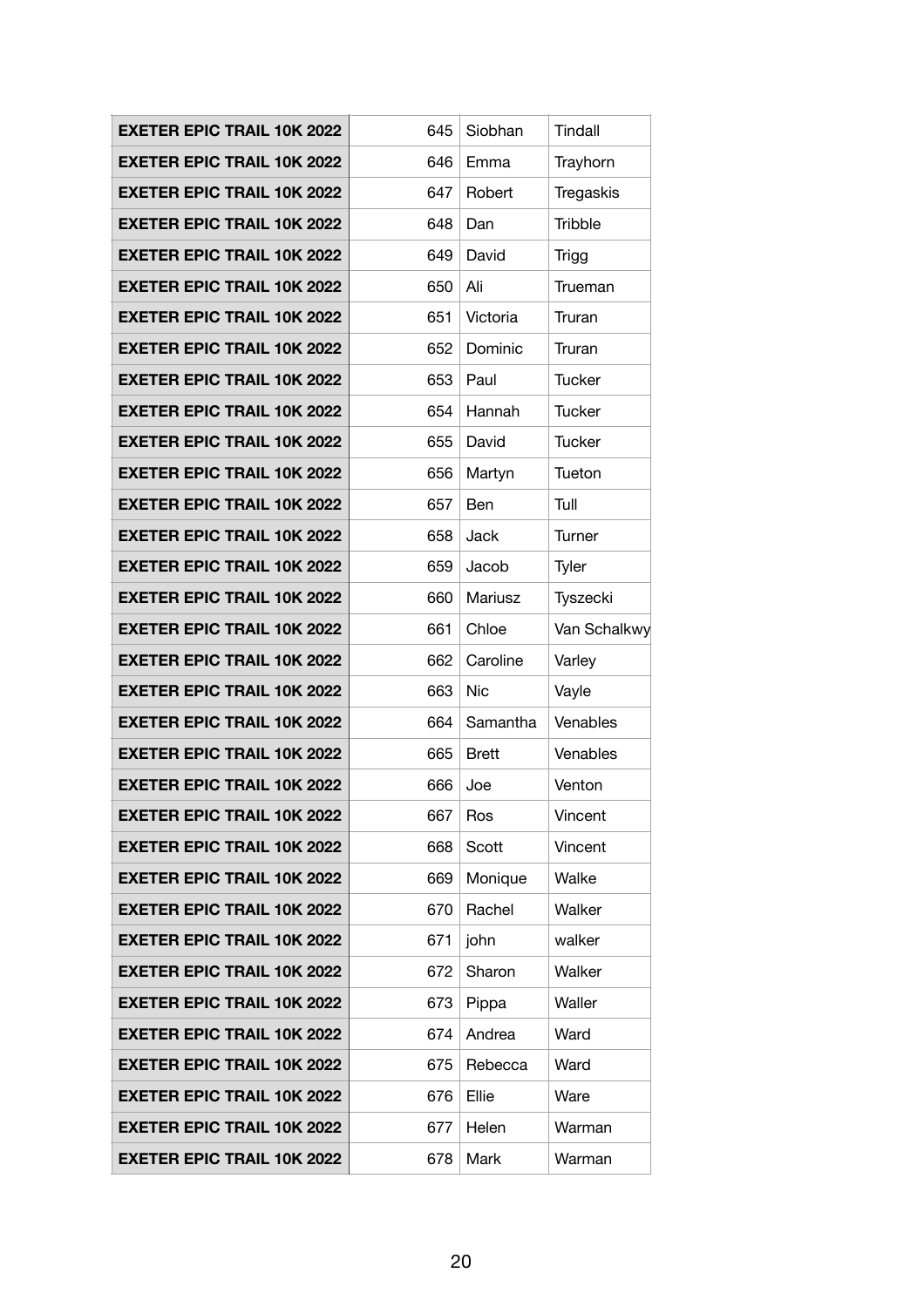| | | | |
|---|---|---|---|
| **EXETER EPIC TRAIL 10K 2022** | 645 | Siobhan | Tindall |
| **EXETER EPIC TRAIL 10K 2022** | 646 | Emma | Trayhorn |
| **EXETER EPIC TRAIL 10K 2022** | 647 | Robert | Tregaskis |
| **EXETER EPIC TRAIL 10K 2022** | 648 | Dan | Tribble |
| **EXETER EPIC TRAIL 10K 2022** | 649 | David | Trigg |
| **EXETER EPIC TRAIL 10K 2022** | 650 | Ali | Trueman |
| **EXETER EPIC TRAIL 10K 2022** | 651 | Victoria | Truran |
| **EXETER EPIC TRAIL 10K 2022** | 652 | Dominic | Truran |
| **EXETER EPIC TRAIL 10K 2022** | 653 | Paul | Tucker |
| **EXETER EPIC TRAIL 10K 2022** | 654 | Hannah | Tucker |
| **EXETER EPIC TRAIL 10K 2022** | 655 | David | Tucker |
| **EXETER EPIC TRAIL 10K 2022** | 656 | Martyn | Tueton |
| **EXETER EPIC TRAIL 10K 2022** | 657 | Ben | Tull |
| **EXETER EPIC TRAIL 10K 2022** | 658 | Jack | Turner |
| **EXETER EPIC TRAIL 10K 2022** | 659 | Jacob | Tyler |
| **EXETER EPIC TRAIL 10K 2022** | 660 | Mariusz | Tyszecki |
| **EXETER EPIC TRAIL 10K 2022** | 661 | Chloe | Van Schalkwy |
| **EXETER EPIC TRAIL 10K 2022** | 662 | Caroline | Varley |
| **EXETER EPIC TRAIL 10K 2022** | 663 | Nic | Vayle |
| **EXETER EPIC TRAIL 10K 2022** | 664 | Samantha | Venables |
| **EXETER EPIC TRAIL 10K 2022** | 665 | Brett | Venables |
| **EXETER EPIC TRAIL 10K 2022** | 666 | Joe | Venton |
| **EXETER EPIC TRAIL 10K 2022** | 667 | Ros | Vincent |
| **EXETER EPIC TRAIL 10K 2022** | 668 | Scott | Vincent |
| **EXETER EPIC TRAIL 10K 2022** | 669 | Monique | Walke |
| **EXETER EPIC TRAIL 10K 2022** | 670 | Rachel | Walker |
| **EXETER EPIC TRAIL 10K 2022** | 671 | john | walker |
| **EXETER EPIC TRAIL 10K 2022** | 672 | Sharon | Walker |
| **EXETER EPIC TRAIL 10K 2022** | 673 | Pippa | Waller |
| **EXETER EPIC TRAIL 10K 2022** | 674 | Andrea | Ward |
| **EXETER EPIC TRAIL 10K 2022** | 675 | Rebecca | Ward |
| **EXETER EPIC TRAIL 10K 2022** | 676 | Ellie | Ware |
| **EXETER EPIC TRAIL 10K 2022** | 677 | Helen | Warman |
| **EXETER EPIC TRAIL 10K 2022** | 678 | Mark | Warman |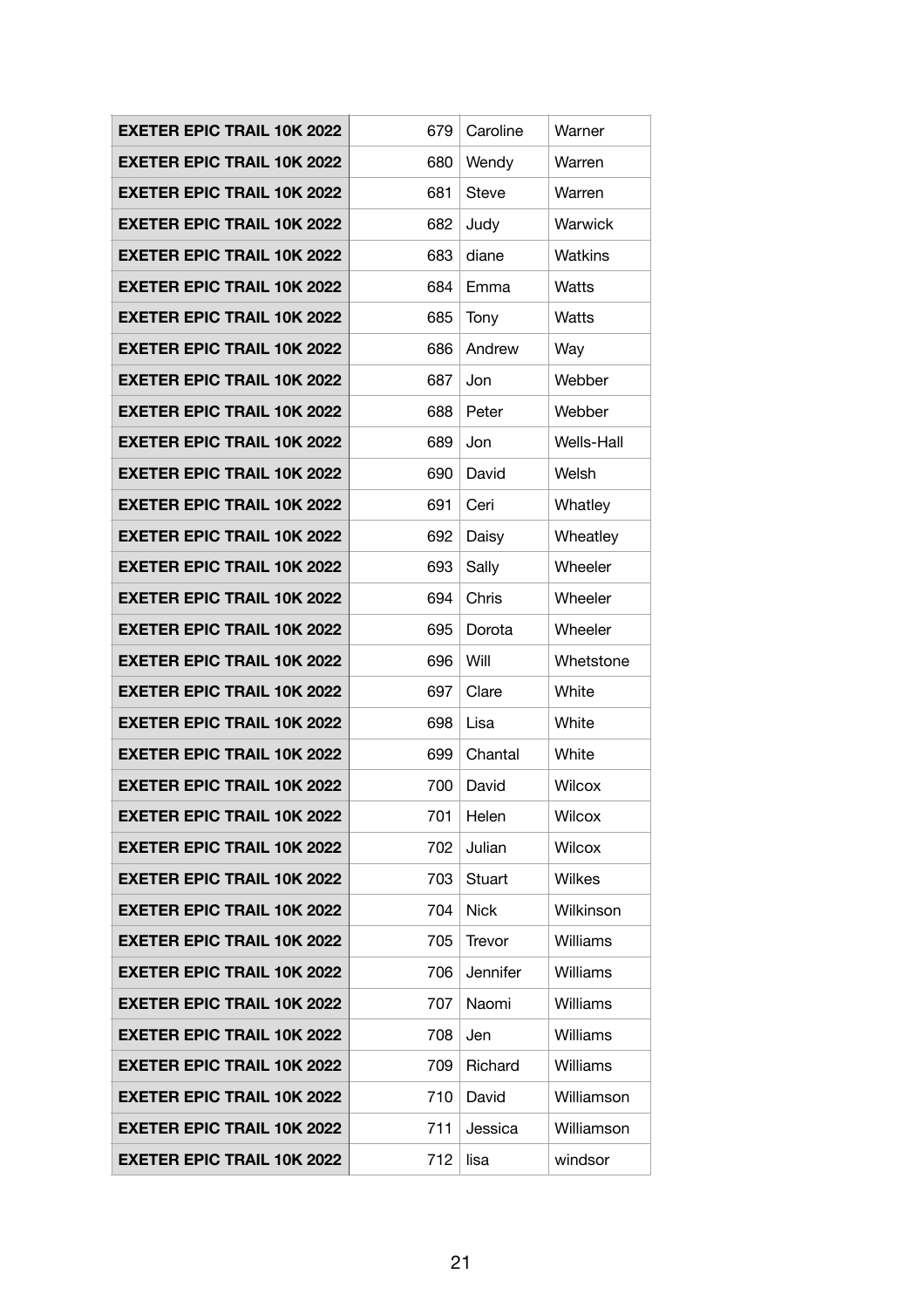| | | | |
|---|---|---|---|
| **EXETER EPIC TRAIL 10K 2022** | 679 | Caroline | Warner |
| **EXETER EPIC TRAIL 10K 2022** | 680 | Wendy | Warren |
| **EXETER EPIC TRAIL 10K 2022** | 681 | Steve | Warren |
| **EXETER EPIC TRAIL 10K 2022** | 682 | Judy | Warwick |
| **EXETER EPIC TRAIL 10K 2022** | 683 | diane | Watkins |
| **EXETER EPIC TRAIL 10K 2022** | 684 | Emma | Watts |
| **EXETER EPIC TRAIL 10K 2022** | 685 | Tony | Watts |
| **EXETER EPIC TRAIL 10K 2022** | 686 | Andrew | Way |
| **EXETER EPIC TRAIL 10K 2022** | 687 | Jon | Webber |
| **EXETER EPIC TRAIL 10K 2022** | 688 | Peter | Webber |
| **EXETER EPIC TRAIL 10K 2022** | 689 | Jon | Wells-Hall |
| **EXETER EPIC TRAIL 10K 2022** | 690 | David | Welsh |
| **EXETER EPIC TRAIL 10K 2022** | 691 | Ceri | Whatley |
| **EXETER EPIC TRAIL 10K 2022** | 692 | Daisy | Wheatley |
| **EXETER EPIC TRAIL 10K 2022** | 693 | Sally | Wheeler |
| **EXETER EPIC TRAIL 10K 2022** | 694 | Chris | Wheeler |
| **EXETER EPIC TRAIL 10K 2022** | 695 | Dorota | Wheeler |
| **EXETER EPIC TRAIL 10K 2022** | 696 | Will | Whetstone |
| **EXETER EPIC TRAIL 10K 2022** | 697 | Clare | White |
| **EXETER EPIC TRAIL 10K 2022** | 698 | Lisa | White |
| **EXETER EPIC TRAIL 10K 2022** | 699 | Chantal | White |
| **EXETER EPIC TRAIL 10K 2022** | 700 | David | Wilcox |
| **EXETER EPIC TRAIL 10K 2022** | 701 | Helen | Wilcox |
| **EXETER EPIC TRAIL 10K 2022** | 702 | Julian | Wilcox |
| **EXETER EPIC TRAIL 10K 2022** | 703 | Stuart | Wilkes |
| **EXETER EPIC TRAIL 10K 2022** | 704 | Nick | Wilkinson |
| **EXETER EPIC TRAIL 10K 2022** | 705 | Trevor | Williams |
| **EXETER EPIC TRAIL 10K 2022** | 706 | Jennifer | Williams |
| **EXETER EPIC TRAIL 10K 2022** | 707 | Naomi | Williams |
| **EXETER EPIC TRAIL 10K 2022** | 708 | Jen | Williams |
| **EXETER EPIC TRAIL 10K 2022** | 709 | Richard | Williams |
| **EXETER EPIC TRAIL 10K 2022** | 710 | David | Williamson |
| **EXETER EPIC TRAIL 10K 2022** | 711 | Jessica | Williamson |
| **EXETER EPIC TRAIL 10K 2022** | 712 | lisa | windsor |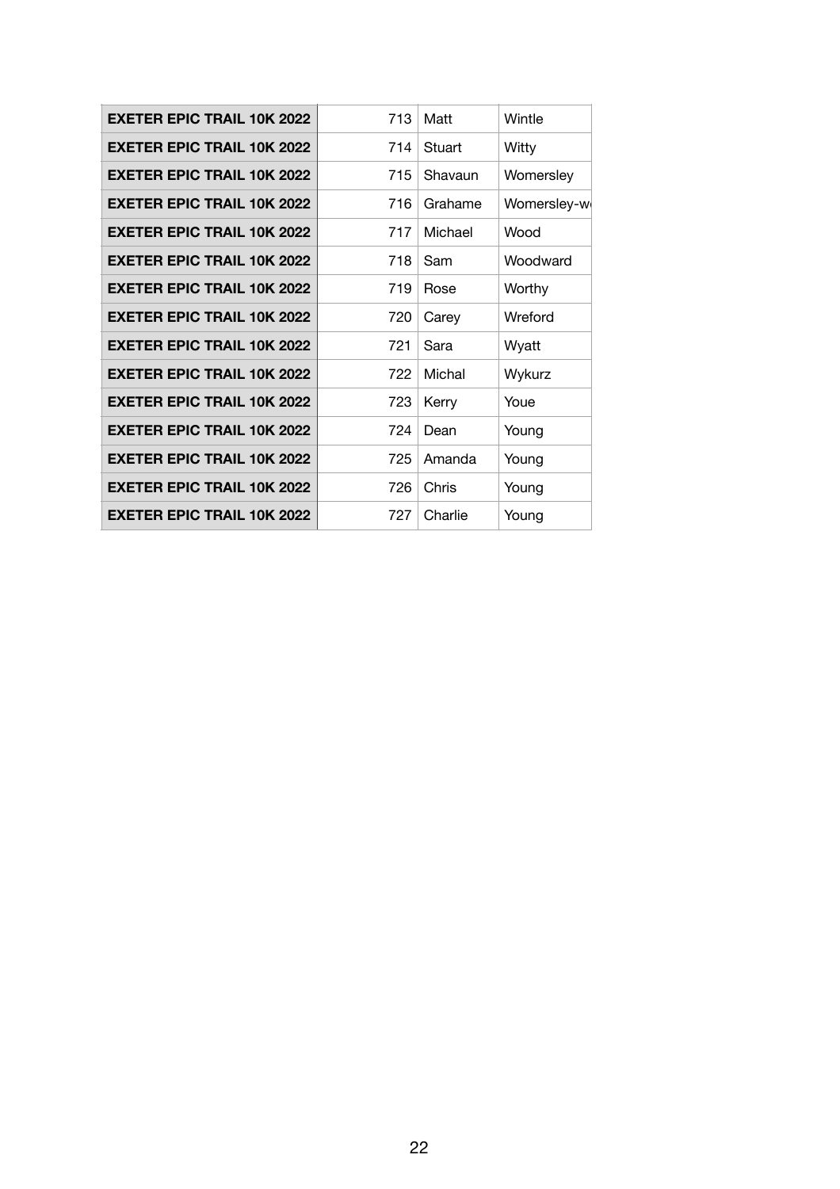| | | | |
|---|---|---|---|
| **EXETER EPIC TRAIL 10K 2022** | 713 | Matt | Wintle |
| **EXETER EPIC TRAIL 10K 2022** | 714 | Stuart | Witty |
| **EXETER EPIC TRAIL 10K 2022** | 715 | Shavaun | Womersley |
| **EXETER EPIC TRAIL 10K 2022** | 716 | Grahame | Womersley-w |
| **EXETER EPIC TRAIL 10K 2022** | 717 | Michael | Wood |
| **EXETER EPIC TRAIL 10K 2022** | 718 | Sam | Woodward |
| **EXETER EPIC TRAIL 10K 2022** | 719 | Rose | Worthy |
| **EXETER EPIC TRAIL 10K 2022** | 720 | Carey | Wreford |
| **EXETER EPIC TRAIL 10K 2022** | 721 | Sara | Wyatt |
| **EXETER EPIC TRAIL 10K 2022** | 722 | Michal | Wykurz |
| **EXETER EPIC TRAIL 10K 2022** | 723 | Kerry | Youe |
| **EXETER EPIC TRAIL 10K 2022** | 724 | Dean | Young |
| **EXETER EPIC TRAIL 10K 2022** | 725 | Amanda | Young |
| **EXETER EPIC TRAIL 10K 2022** | 726 | Chris | Young |
| **EXETER EPIC TRAIL 10K 2022** | 727 | Charlie | Young |